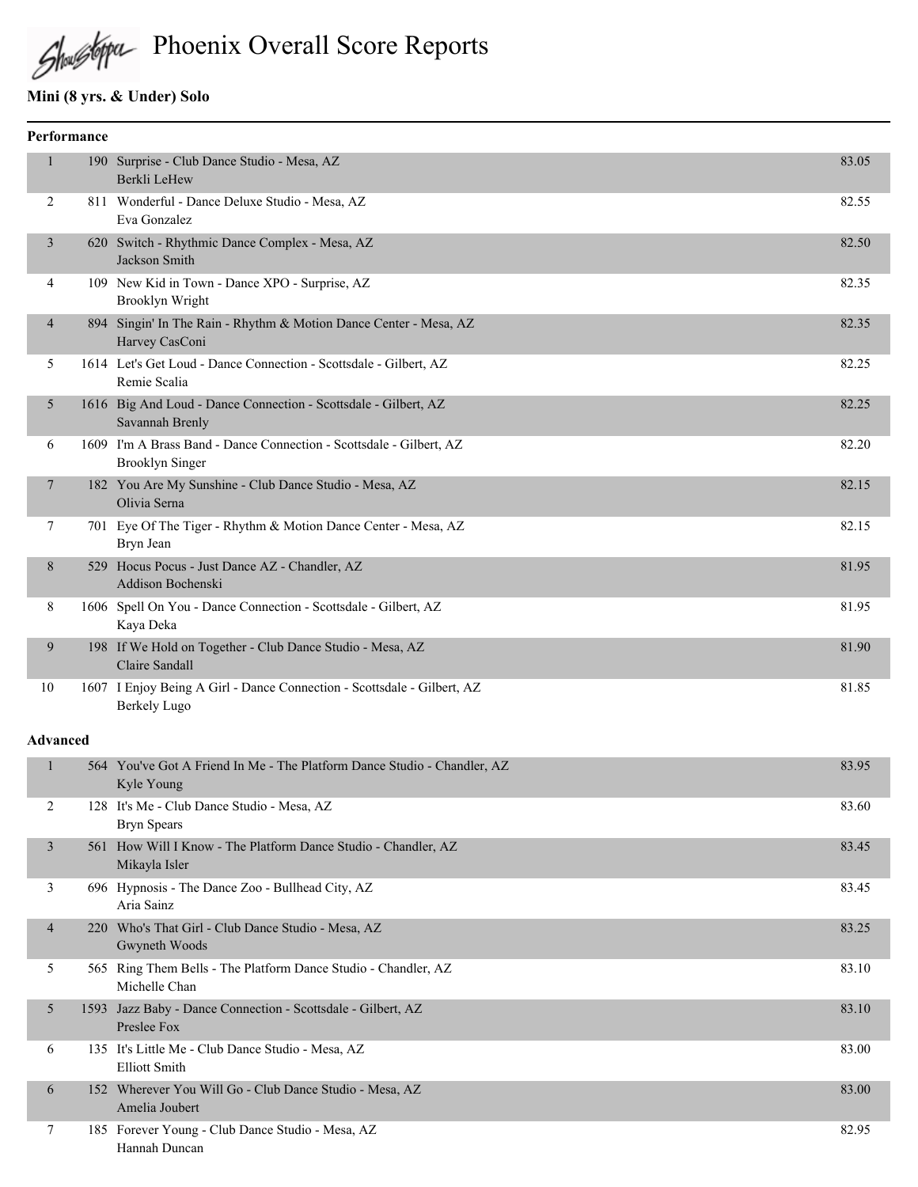# Phoenix Overall Score Reports

## Mini (8 yrs. & Under) Solo

### Performance

| Place | # | Routine - Studio / Dancer | Score |
|---|---|---|---|
| 1 | 190 | Surprise - Club Dance Studio - Mesa, AZ<br>Berkli LeHew | 83.05 |
| 2 | 811 | Wonderful - Dance Deluxe Studio - Mesa, AZ<br>Eva Gonzalez | 82.55 |
| 3 | 620 | Switch - Rhythmic Dance Complex - Mesa, AZ<br>Jackson Smith | 82.50 |
| 4 | 109 | New Kid in Town - Dance XPO - Surprise, AZ<br>Brooklyn Wright | 82.35 |
| 4 | 894 | Singin' In The Rain - Rhythm & Motion Dance Center - Mesa, AZ<br>Harvey CasConi | 82.35 |
| 5 | 1614 | Let's Get Loud - Dance Connection - Scottsdale - Gilbert, AZ<br>Remie Scalia | 82.25 |
| 5 | 1616 | Big And Loud - Dance Connection - Scottsdale - Gilbert, AZ<br>Savannah Brenly | 82.25 |
| 6 | 1609 | I'm A Brass Band - Dance Connection - Scottsdale - Gilbert, AZ<br>Brooklyn Singer | 82.20 |
| 7 | 182 | You Are My Sunshine - Club Dance Studio - Mesa, AZ<br>Olivia Serna | 82.15 |
| 7 | 701 | Eye Of The Tiger - Rhythm & Motion Dance Center - Mesa, AZ<br>Bryn Jean | 82.15 |
| 8 | 529 | Hocus Pocus - Just Dance AZ - Chandler, AZ<br>Addison Bochenski | 81.95 |
| 8 | 1606 | Spell On You - Dance Connection - Scottsdale - Gilbert, AZ<br>Kaya Deka | 81.95 |
| 9 | 198 | If We Hold on Together - Club Dance Studio - Mesa, AZ<br>Claire Sandall | 81.90 |
| 10 | 1607 | I Enjoy Being A Girl - Dance Connection - Scottsdale - Gilbert, AZ<br>Berkely Lugo | 81.85 |

### Advanced

| Place | # | Routine - Studio / Dancer | Score |
|---|---|---|---|
| 1 | 564 | You've Got A Friend In Me - The Platform Dance Studio - Chandler, AZ<br>Kyle Young | 83.95 |
| 2 | 128 | It's Me - Club Dance Studio - Mesa, AZ<br>Bryn Spears | 83.60 |
| 3 | 561 | How Will I Know - The Platform Dance Studio - Chandler, AZ<br>Mikayla Isler | 83.45 |
| 3 | 696 | Hypnosis - The Dance Zoo - Bullhead City, AZ<br>Aria Sainz | 83.45 |
| 4 | 220 | Who's That Girl - Club Dance Studio - Mesa, AZ<br>Gwyneth Woods | 83.25 |
| 5 | 565 | Ring Them Bells - The Platform Dance Studio - Chandler, AZ<br>Michelle Chan | 83.10 |
| 5 | 1593 | Jazz Baby - Dance Connection - Scottsdale - Gilbert, AZ<br>Preslee Fox | 83.10 |
| 6 | 135 | It's Little Me - Club Dance Studio - Mesa, AZ<br>Elliott Smith | 83.00 |
| 6 | 152 | Wherever You Will Go - Club Dance Studio - Mesa, AZ<br>Amelia Joubert | 83.00 |
| 7 | 185 | Forever Young - Club Dance Studio - Mesa, AZ<br>Hannah Duncan | 82.95 |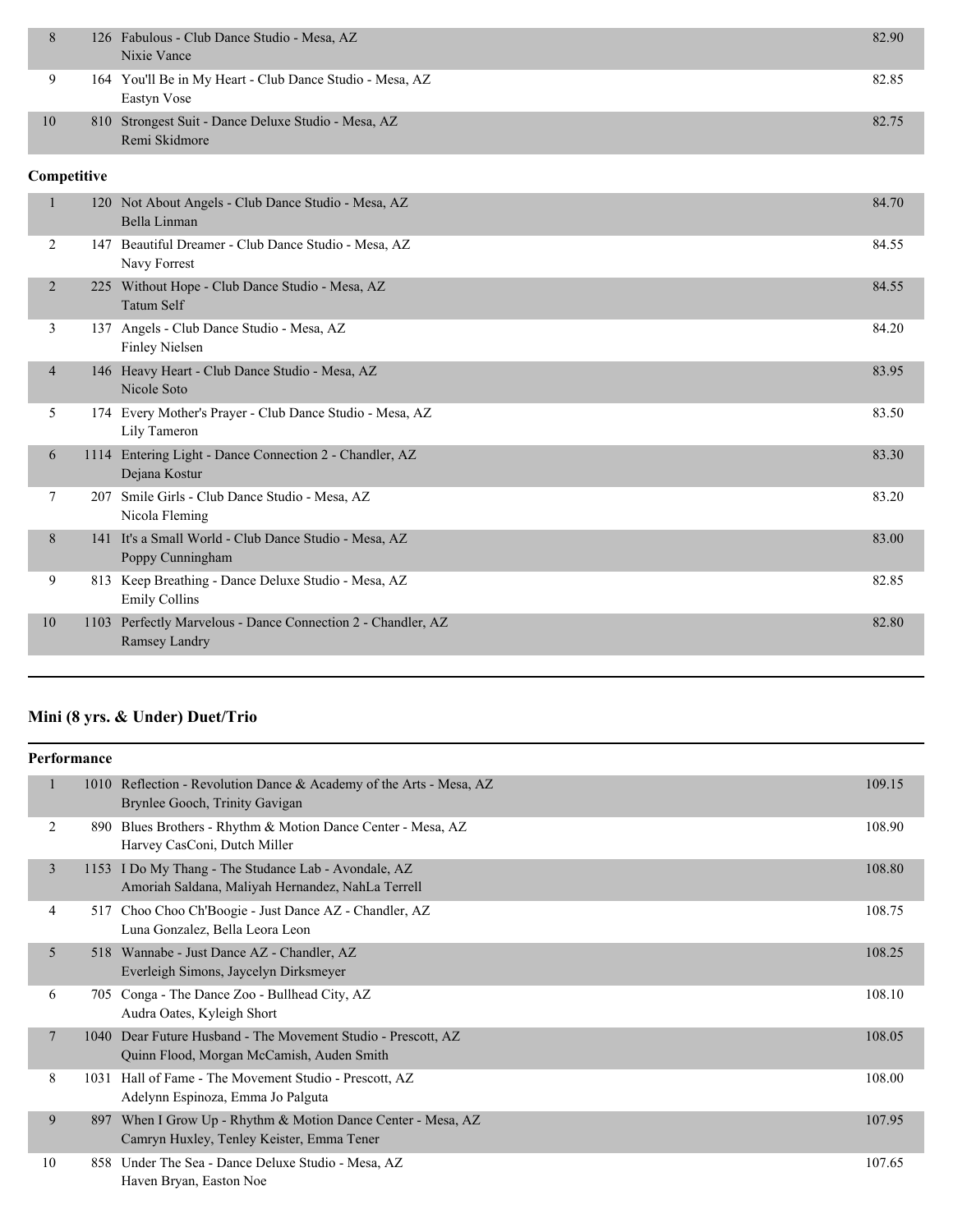| | | | |
|---|---|---|---|
| 8 | 126 | Fabulous - Club Dance Studio - Mesa, AZ<br>Nixie Vance | 82.90 |
| 9 | 164 | You'll Be in My Heart - Club Dance Studio - Mesa, AZ<br>Eastyn Vose | 82.85 |
| 10 | 810 | Strongest Suit - Dance Deluxe Studio - Mesa, AZ<br>Remi Skidmore | 82.75 |

**Competitive**

| | | | |
|---|---|---|---|
| 1 | 120 | Not About Angels - Club Dance Studio - Mesa, AZ<br>Bella Linman | 84.70 |
| 2 | 147 | Beautiful Dreamer - Club Dance Studio - Mesa, AZ<br>Navy Forrest | 84.55 |
| 2 | 225 | Without Hope - Club Dance Studio - Mesa, AZ<br>Tatum Self | 84.55 |
| 3 | 137 | Angels - Club Dance Studio - Mesa, AZ<br>Finley Nielsen | 84.20 |
| 4 | 146 | Heavy Heart - Club Dance Studio - Mesa, AZ<br>Nicole Soto | 83.95 |
| 5 | 174 | Every Mother's Prayer - Club Dance Studio - Mesa, AZ<br>Lily Tameron | 83.50 |
| 6 | 1114 | Entering Light - Dance Connection 2 - Chandler, AZ<br>Dejana Kostur | 83.30 |
| 7 | 207 | Smile Girls - Club Dance Studio - Mesa, AZ<br>Nicola Fleming | 83.20 |
| 8 | 141 | It's a Small World - Club Dance Studio - Mesa, AZ<br>Poppy Cunningham | 83.00 |
| 9 | 813 | Keep Breathing - Dance Deluxe Studio - Mesa, AZ<br>Emily Collins | 82.85 |
| 10 | 1103 | Perfectly Marvelous - Dance Connection 2 - Chandler, AZ<br>Ramsey Landry | 82.80 |

## Mini (8 yrs. & Under) Duet/Trio

**Performance**

| | | | |
|---|---|---|---|
| 1 | 1010 | Reflection - Revolution Dance & Academy of the Arts - Mesa, AZ<br>Brynlee Gooch, Trinity Gavigan | 109.15 |
| 2 | 890 | Blues Brothers - Rhythm & Motion Dance Center - Mesa, AZ<br>Harvey CasConi, Dutch Miller | 108.90 |
| 3 | 1153 | I Do My Thang - The Studance Lab - Avondale, AZ<br>Amoriah Saldana, Maliyah Hernandez, NahLa Terrell | 108.80 |
| 4 | 517 | Choo Choo Ch'Boogie - Just Dance AZ - Chandler, AZ<br>Luna Gonzalez, Bella Leora Leon | 108.75 |
| 5 | 518 | Wannabe - Just Dance AZ - Chandler, AZ<br>Everleigh Simons, Jaycelyn Dirksmeyer | 108.25 |
| 6 | 705 | Conga - The Dance Zoo - Bullhead City, AZ<br>Audra Oates, Kyleigh Short | 108.10 |
| 7 | 1040 | Dear Future Husband - The Movement Studio - Prescott, AZ<br>Quinn Flood, Morgan McCamish, Auden Smith | 108.05 |
| 8 | 1031 | Hall of Fame - The Movement Studio - Prescott, AZ<br>Adelynn Espinoza, Emma Jo Palguta | 108.00 |
| 9 | 897 | When I Grow Up - Rhythm & Motion Dance Center - Mesa, AZ<br>Camryn Huxley, Tenley Keister, Emma Tener | 107.95 |
| 10 | 858 | Under The Sea - Dance Deluxe Studio - Mesa, AZ<br>Haven Bryan, Easton Noe | 107.65 |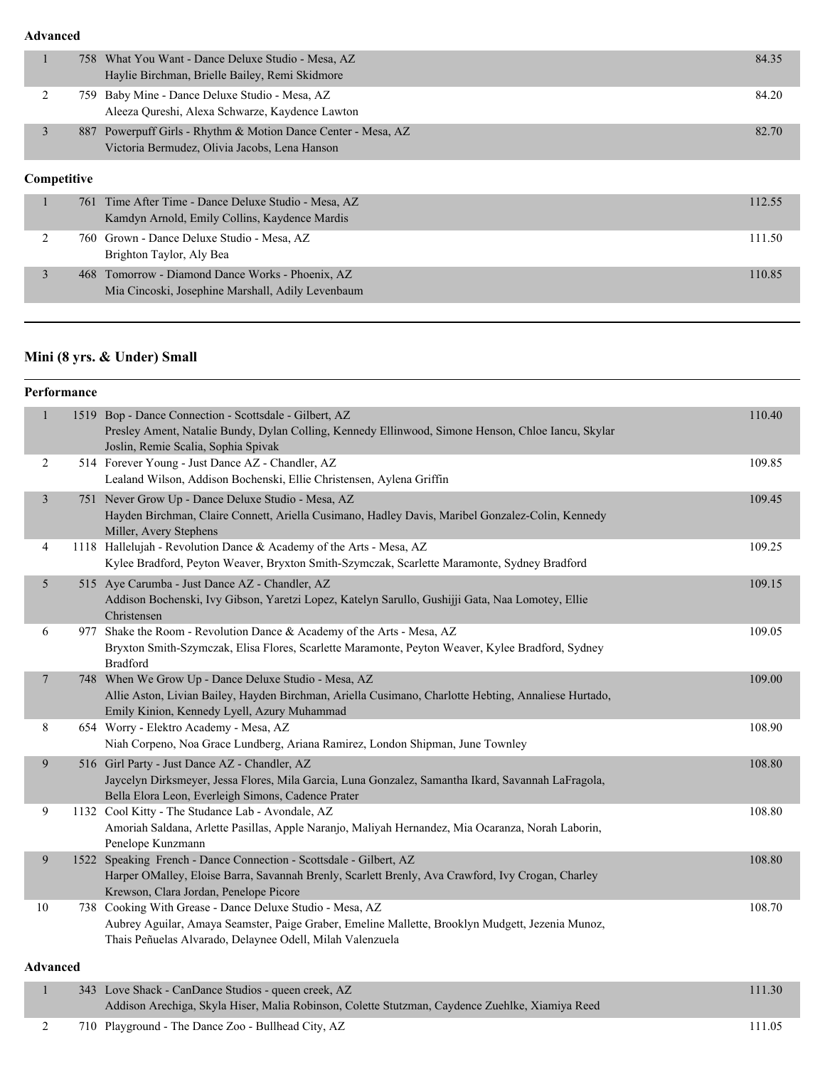**Advanced**

| Place | No. | Entry | Score |
|---|---|---|---|
| 1 | 758 | What You Want - Dance Deluxe Studio - Mesa, AZ<br>Haylie Birchman, Brielle Bailey, Remi Skidmore | 84.35 |
| 2 | 759 | Baby Mine - Dance Deluxe Studio - Mesa, AZ<br>Aleeza Qureshi, Alexa Schwarze, Kaydence Lawton | 84.20 |
| 3 | 887 | Powerpuff Girls - Rhythm & Motion Dance Center - Mesa, AZ<br>Victoria Bermudez, Olivia Jacobs, Lena Hanson | 82.70 |

**Competitive**

| Place | No. | Entry | Score |
|---|---|---|---|
| 1 | 761 | Time After Time - Dance Deluxe Studio - Mesa, AZ<br>Kamdyn Arnold, Emily Collins, Kaydence Mardis | 112.55 |
| 2 | 760 | Grown - Dance Deluxe Studio - Mesa, AZ<br>Brighton Taylor, Aly Bea | 111.50 |
| 3 | 468 | Tomorrow - Diamond Dance Works - Phoenix, AZ<br>Mia Cincoski, Josephine Marshall, Adily Levenbaum | 110.85 |

## Mini (8 yrs. & Under) Small

**Performance**

| Place | No. | Entry | Score |
|---|---|---|---|
| 1 | 1519 | Bop - Dance Connection - Scottsdale - Gilbert, AZ<br>Presley Ament, Natalie Bundy, Dylan Colling, Kennedy Ellinwood, Simone Henson, Chloe Iancu, Skylar Joslin, Remie Scalia, Sophia Spivak | 110.40 |
| 2 | 514 | Forever Young - Just Dance AZ - Chandler, AZ<br>Lealand Wilson, Addison Bochenski, Ellie Christensen, Aylena Griffin | 109.85 |
| 3 | 751 | Never Grow Up - Dance Deluxe Studio - Mesa, AZ<br>Hayden Birchman, Claire Connett, Ariella Cusimano, Hadley Davis, Maribel Gonzalez-Colin, Kennedy Miller, Avery Stephens | 109.45 |
| 4 | 1118 | Hallelujah - Revolution Dance & Academy of the Arts - Mesa, AZ<br>Kylee Bradford, Peyton Weaver, Bryxton Smith-Szymczak, Scarlette Maramonte, Sydney Bradford | 109.25 |
| 5 | 515 | Aye Carumba - Just Dance AZ - Chandler, AZ<br>Addison Bochenski, Ivy Gibson, Yaretzi Lopez, Katelyn Sarullo, Gushijji Gata, Naa Lomotey, Ellie Christensen | 109.15 |
| 6 | 977 | Shake the Room - Revolution Dance & Academy of the Arts - Mesa, AZ<br>Bryxton Smith-Szymczak, Elisa Flores, Scarlette Maramonte, Peyton Weaver, Kylee Bradford, Sydney Bradford | 109.05 |
| 7 | 748 | When We Grow Up - Dance Deluxe Studio - Mesa, AZ<br>Allie Aston, Livian Bailey, Hayden Birchman, Ariella Cusimano, Charlotte Hebting, Annaliese Hurtado, Emily Kinion, Kennedy Lyell, Azury Muhammad | 109.00 |
| 8 | 654 | Worry - Elektro Academy - Mesa, AZ<br>Niah Corpeno, Noa Grace Lundberg, Ariana Ramirez, London Shipman, June Townley | 108.90 |
| 9 | 516 | Girl Party - Just Dance AZ - Chandler, AZ<br>Jaycelyn Dirksmeyer, Jessa Flores, Mila Garcia, Luna Gonzalez, Samantha Ikard, Savannah LaFragola, Bella Elora Leon, Everleigh Simons, Cadence Prater | 108.80 |
| 9 | 1132 | Cool Kitty - The Studance Lab - Avondale, AZ<br>Amoriah Saldana, Arlette Pasillas, Apple Naranjo, Maliyah Hernandez, Mia Ocaranza, Norah Laborin, Penelope Kunzmann | 108.80 |
| 9 | 1522 | Speaking  French - Dance Connection - Scottsdale - Gilbert, AZ<br>Harper OMalley, Eloise Barra, Savannah Brenly, Scarlett Brenly, Ava Crawford, Ivy Crogan, Charley Krewson, Clara Jordan, Penelope Picore | 108.80 |
| 10 | 738 | Cooking With Grease - Dance Deluxe Studio - Mesa, AZ<br>Aubrey Aguilar, Amaya Seamster, Paige Graber, Emeline Mallette, Brooklyn Mudgett, Jezenia Munoz, Thais Peñuelas Alvarado, Delaynee Odell, Milah Valenzuela | 108.70 |

**Advanced**

| Place | No. | Entry | Score |
|---|---|---|---|
| 1 | 343 | Love Shack - CanDance Studios - queen creek, AZ<br>Addison Arechiga, Skyla Hiser, Malia Robinson, Colette Stutzman, Caydence Zuehlke, Xiamiya Reed | 111.30 |
| 2 | 710 | Playground - The Dance Zoo - Bullhead City, AZ | 111.05 |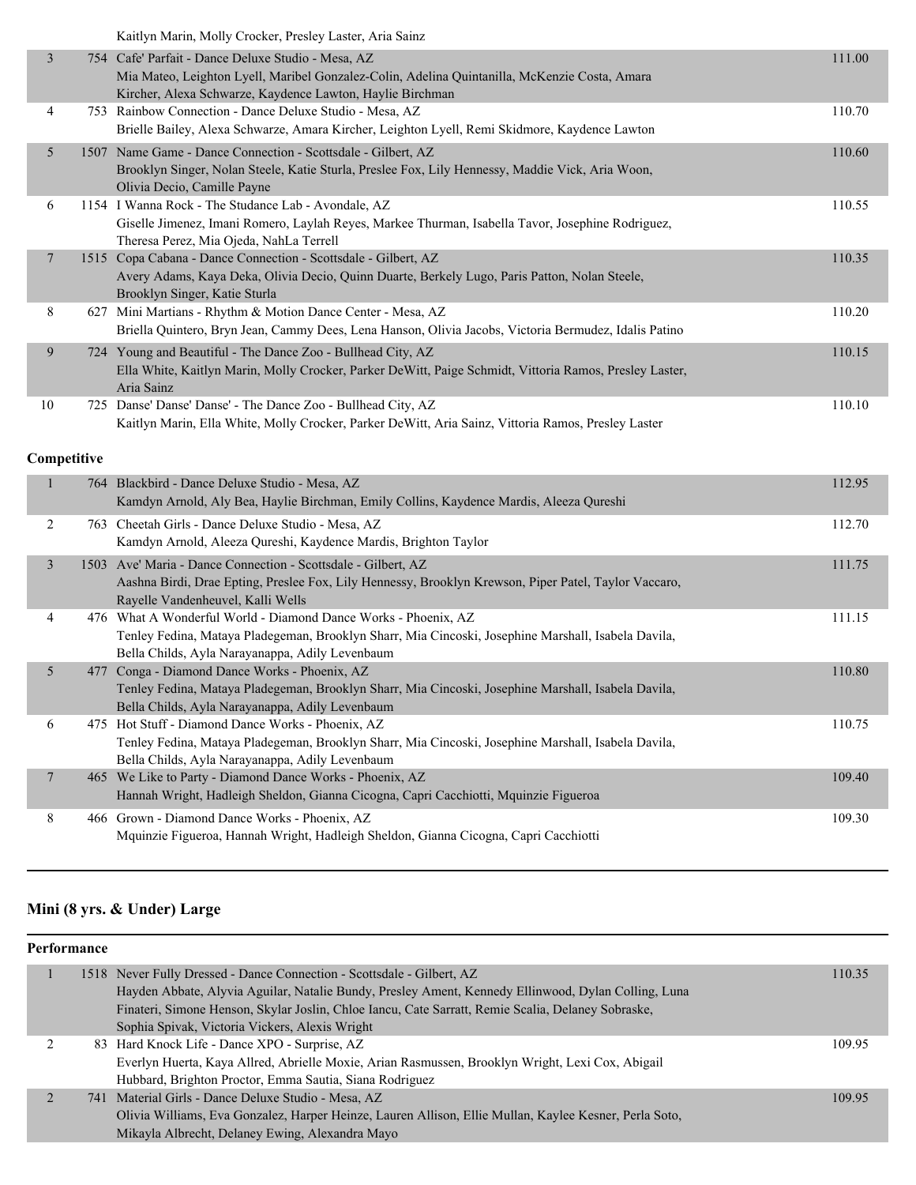| Place | # | Routine / Studio / Dancers | Score |
|---|---|---|---|
| | | Kaitlyn Marin, Molly Crocker, Presley Laster, Aria Sainz | |
| 3 | 754 | Cafe' Parfait - Dance Deluxe Studio - Mesa, AZ<br>Mia Mateo, Leighton Lyell, Maribel Gonzalez-Colin, Adelina Quintanilla, McKenzie Costa, Amara Kircher, Alexa Schwarze, Kaydence Lawton, Haylie Birchman | 111.00 |
| 4 | 753 | Rainbow Connection - Dance Deluxe Studio - Mesa, AZ<br>Brielle Bailey, Alexa Schwarze, Amara Kircher, Leighton Lyell, Remi Skidmore, Kaydence Lawton | 110.70 |
| 5 | 1507 | Name Game - Dance Connection - Scottsdale - Gilbert, AZ<br>Brooklyn Singer, Nolan Steele, Katie Sturla, Preslee Fox, Lily Hennessy, Maddie Vick, Aria Woon, Olivia Decio, Camille Payne | 110.60 |
| 6 | 1154 | I Wanna Rock - The Studance Lab - Avondale, AZ<br>Giselle Jimenez, Imani Romero, Laylah Reyes, Markee Thurman, Isabella Tavor, Josephine Rodriguez, Theresa Perez, Mia Ojeda, NahLa Terrell | 110.55 |
| 7 | 1515 | Copa Cabana - Dance Connection - Scottsdale - Gilbert, AZ<br>Avery Adams, Kaya Deka, Olivia Decio, Quinn Duarte, Berkely Lugo, Paris Patton, Nolan Steele, Brooklyn Singer, Katie Sturla | 110.35 |
| 8 | 627 | Mini Martians - Rhythm & Motion Dance Center - Mesa, AZ<br>Briella Quintero, Bryn Jean, Cammy Dees, Lena Hanson, Olivia Jacobs, Victoria Bermudez, Idalis Patino | 110.20 |
| 9 | 724 | Young and Beautiful - The Dance Zoo - Bullhead City, AZ<br>Ella White, Kaitlyn Marin, Molly Crocker, Parker DeWitt, Paige Schmidt, Vittoria Ramos, Presley Laster, Aria Sainz | 110.15 |
| 10 | 725 | Danse' Danse' Danse' - The Dance Zoo - Bullhead City, AZ<br>Kaitlyn Marin, Ella White, Molly Crocker, Parker DeWitt, Aria Sainz, Vittoria Ramos, Presley Laster | 110.10 |

**Competitive**

| Place | # | Routine / Studio / Dancers | Score |
|---|---|---|---|
| 1 | 764 | Blackbird - Dance Deluxe Studio - Mesa, AZ<br>Kamdyn Arnold, Aly Bea, Haylie Birchman, Emily Collins, Kaydence Mardis, Aleeza Qureshi | 112.95 |
| 2 | 763 | Cheetah Girls - Dance Deluxe Studio - Mesa, AZ<br>Kamdyn Arnold, Aleeza Qureshi, Kaydence Mardis, Brighton Taylor | 112.70 |
| 3 | 1503 | Ave' Maria - Dance Connection - Scottsdale - Gilbert, AZ<br>Aashna Birdi, Drae Epting, Preslee Fox, Lily Hennessy, Brooklyn Krewson, Piper Patel, Taylor Vaccaro, Rayelle Vandenheuvel, Kalli Wells | 111.75 |
| 4 | 476 | What A Wonderful World - Diamond Dance Works - Phoenix, AZ<br>Tenley Fedina, Mataya Pladegeman, Brooklyn Sharr, Mia Cincoski, Josephine Marshall, Isabela Davila, Bella Childs, Ayla Narayanappa, Adily Levenbaum | 111.15 |
| 5 | 477 | Conga - Diamond Dance Works - Phoenix, AZ<br>Tenley Fedina, Mataya Pladegeman, Brooklyn Sharr, Mia Cincoski, Josephine Marshall, Isabela Davila, Bella Childs, Ayla Narayanappa, Adily Levenbaum | 110.80 |
| 6 | 475 | Hot Stuff - Diamond Dance Works - Phoenix, AZ<br>Tenley Fedina, Mataya Pladegeman, Brooklyn Sharr, Mia Cincoski, Josephine Marshall, Isabela Davila, Bella Childs, Ayla Narayanappa, Adily Levenbaum | 110.75 |
| 7 | 465 | We Like to Party - Diamond Dance Works - Phoenix, AZ<br>Hannah Wright, Hadleigh Sheldon, Gianna Cicogna, Capri Cacchiotti, Mquinzie Figueroa | 109.40 |
| 8 | 466 | Grown - Diamond Dance Works - Phoenix, AZ<br>Mquinzie Figueroa, Hannah Wright, Hadleigh Sheldon, Gianna Cicogna, Capri Cacchiotti | 109.30 |

## Mini (8 yrs. & Under) Large

**Performance**

| Place | # | Routine / Studio / Dancers | Score |
|---|---|---|---|
| 1 | 1518 | Never Fully Dressed - Dance Connection - Scottsdale - Gilbert, AZ<br>Hayden Abbate, Alyvia Aguilar, Natalie Bundy, Presley Ament, Kennedy Ellinwood, Dylan Colling, Luna Finateri, Simone Henson, Skylar Joslin, Chloe Iancu, Cate Sarratt, Remie Scalia, Delaney Sobraske, Sophia Spivak, Victoria Vickers, Alexis Wright | 110.35 |
| 2 | 83 | Hard Knock Life - Dance XPO - Surprise, AZ<br>Everlyn Huerta, Kaya Allred, Abrielle Moxie, Arian Rasmussen, Brooklyn Wright, Lexi Cox, Abigail Hubbard, Brighton Proctor, Emma Sautia, Siana Rodriguez | 109.95 |
| 2 | 741 | Material Girls - Dance Deluxe Studio - Mesa, AZ<br>Olivia Williams, Eva Gonzalez, Harper Heinze, Lauren Allison, Ellie Mullan, Kaylee Kesner, Perla Soto, Mikayla Albrecht, Delaney Ewing, Alexandra Mayo | 109.95 |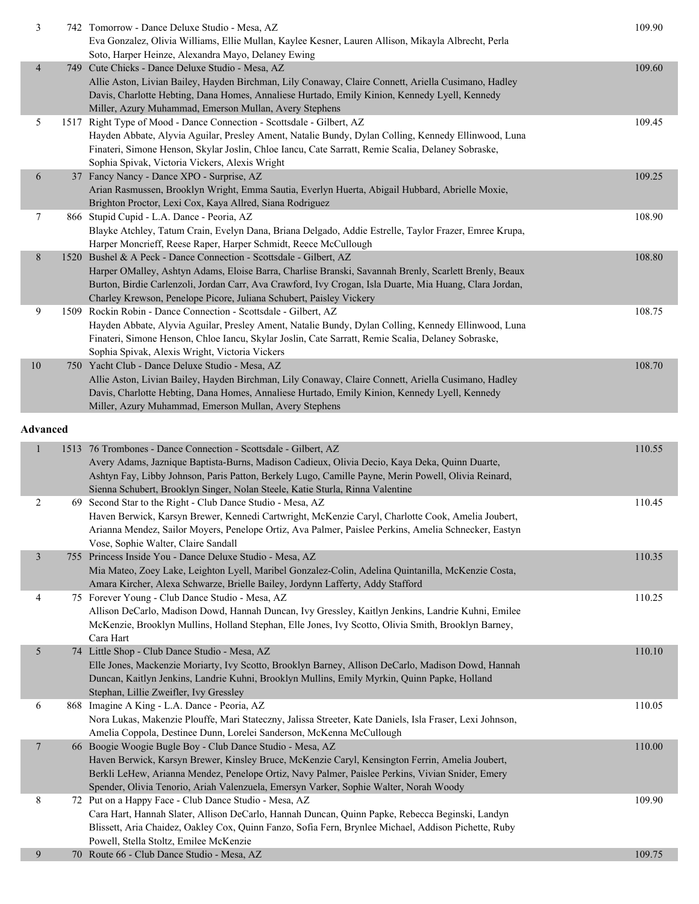| Place | No. | Routine / Studio / Dancers | Score |
|---|---|---|---|
| 3 | 742 | Tomorrow - Dance Deluxe Studio - Mesa, AZ<br>Eva Gonzalez, Olivia Williams, Ellie Mullan, Kaylee Kesner, Lauren Allison, Mikayla Albrecht, Perla Soto, Harper Heinze, Alexandra Mayo, Delaney Ewing | 109.90 |
| 4 | 749 | Cute Chicks - Dance Deluxe Studio - Mesa, AZ<br>Allie Aston, Livian Bailey, Hayden Birchman, Lily Conaway, Claire Connett, Ariella Cusimano, Hadley Davis, Charlotte Hebting, Dana Homes, Annaliese Hurtado, Emily Kinion, Kennedy Lyell, Kennedy Miller, Azury Muhammad, Emerson Mullan, Avery Stephens | 109.60 |
| 5 | 1517 | Right Type of Mood - Dance Connection - Scottsdale - Gilbert, AZ<br>Hayden Abbate, Alyvia Aguilar, Presley Ament, Natalie Bundy, Dylan Colling, Kennedy Ellinwood, Luna Finateri, Simone Henson, Skylar Joslin, Chloe Iancu, Cate Sarratt, Remie Scalia, Delaney Sobraske, Sophia Spivak, Victoria Vickers, Alexis Wright | 109.45 |
| 6 | 37 | Fancy Nancy - Dance XPO - Surprise, AZ<br>Arian Rasmussen, Brooklyn Wright, Emma Sautia, Everlyn Huerta, Abigail Hubbard, Abrielle Moxie, Brighton Proctor, Lexi Cox, Kaya Allred, Siana Rodriguez | 109.25 |
| 7 | 866 | Stupid Cupid - L.A. Dance - Peoria, AZ<br>Blayke Atchley, Tatum Crain, Evelyn Dana, Briana Delgado, Addie Estrelle, Taylor Frazer, Emree Krupa, Harper Moncrieff, Reese Raper, Harper Schmidt, Reece McCullough | 108.90 |
| 8 | 1520 | Bushel & A Peck - Dance Connection - Scottsdale - Gilbert, AZ<br>Harper OMalley, Ashtyn Adams, Eloise Barra, Charlise Branski, Savannah Brenly, Scarlett Brenly, Beaux Burton, Birdie Carlenzoli, Jordan Carr, Ava Crawford, Ivy Crogan, Isla Duarte, Mia Huang, Clara Jordan, Charley Krewson, Penelope Picore, Juliana Schubert, Paisley Vickery | 108.80 |
| 9 | 1509 | Rockin Robin - Dance Connection - Scottsdale - Gilbert, AZ<br>Hayden Abbate, Alyvia Aguilar, Presley Ament, Natalie Bundy, Dylan Colling, Kennedy Ellinwood, Luna Finateri, Simone Henson, Chloe Iancu, Skylar Joslin, Cate Sarratt, Remie Scalia, Delaney Sobraske, Sophia Spivak, Alexis Wright, Victoria Vickers | 108.75 |
| 10 | 750 | Yacht Club - Dance Deluxe Studio - Mesa, AZ<br>Allie Aston, Livian Bailey, Hayden Birchman, Lily Conaway, Claire Connett, Ariella Cusimano, Hadley Davis, Charlotte Hebting, Dana Homes, Annaliese Hurtado, Emily Kinion, Kennedy Lyell, Kennedy Miller, Azury Muhammad, Emerson Mullan, Avery Stephens | 108.70 |

**Advanced**

| Place | No. | Routine / Studio / Dancers | Score |
|---|---|---|---|
| 1 | 1513 | 76 Trombones - Dance Connection - Scottsdale - Gilbert, AZ<br>Avery Adams, Jaznique Baptista-Burns, Madison Cadieux, Olivia Decio, Kaya Deka, Quinn Duarte, Ashtyn Fay, Libby Johnson, Paris Patton, Berkely Lugo, Camille Payne, Merin Powell, Olivia Reinard, Sienna Schubert, Brooklyn Singer, Nolan Steele, Katie Sturla, Rinna Valentine | 110.55 |
| 2 | 69 | Second Star to the Right - Club Dance Studio - Mesa, AZ<br>Haven Berwick, Karsyn Brewer, Kennedi Cartwright, McKenzie Caryl, Charlotte Cook, Amelia Joubert, Arianna Mendez, Sailor Moyers, Penelope Ortiz, Ava Palmer, Paislee Perkins, Amelia Schnecker, Eastyn Vose, Sophie Walter, Claire Sandall | 110.45 |
| 3 | 755 | Princess Inside You - Dance Deluxe Studio - Mesa, AZ<br>Mia Mateo, Zoey Lake, Leighton Lyell, Maribel Gonzalez-Colin, Adelina Quintanilla, McKenzie Costa, Amara Kircher, Alexa Schwarze, Brielle Bailey, Jordynn Lafferty, Addy Stafford | 110.35 |
| 4 | 75 | Forever Young - Club Dance Studio - Mesa, AZ<br>Allison DeCarlo, Madison Dowd, Hannah Duncan, Ivy Gressley, Kaitlyn Jenkins, Landrie Kuhni, Emilee McKenzie, Brooklyn Mullins, Holland Stephan, Elle Jones, Ivy Scotto, Olivia Smith, Brooklyn Barney, Cara Hart | 110.25 |
| 5 | 74 | Little Shop - Club Dance Studio - Mesa, AZ<br>Elle Jones, Mackenzie Moriarty, Ivy Scotto, Brooklyn Barney, Allison DeCarlo, Madison Dowd, Hannah Duncan, Kaitlyn Jenkins, Landrie Kuhni, Brooklyn Mullins, Emily Myrkin, Quinn Papke, Holland Stephan, Lillie Zweifler, Ivy Gressley | 110.10 |
| 6 | 868 | Imagine A King - L.A. Dance - Peoria, AZ<br>Nora Lukas, Makenzie Plouffe, Mari Stateczny, Jalissa Streeter, Kate Daniels, Isla Fraser, Lexi Johnson, Amelia Coppola, Destinee Dunn, Lorelei Sanderson, McKenna McCullough | 110.05 |
| 7 | 66 | Boogie Woogie Bugle Boy - Club Dance Studio - Mesa, AZ<br>Haven Berwick, Karsyn Brewer, Kinsley Bruce, McKenzie Caryl, Kensington Ferrin, Amelia Joubert, Berkli LeHew, Arianna Mendez, Penelope Ortiz, Navy Palmer, Paislee Perkins, Vivian Snider, Emery Spender, Olivia Tenorio, Ariah Valenzuela, Emersyn Varker, Sophie Walter, Norah Woody | 110.00 |
| 8 | 72 | Put on a Happy Face - Club Dance Studio - Mesa, AZ<br>Cara Hart, Hannah Slater, Allison DeCarlo, Hannah Duncan, Quinn Papke, Rebecca Beginski, Landyn Blissett, Aria Chaidez, Oakley Cox, Quinn Fanzo, Sofia Fern, Brynlee Michael, Addison Pichette, Ruby Powell, Stella Stoltz, Emilee McKenzie | 109.90 |
| 9 | 70 | Route 66 - Club Dance Studio - Mesa, AZ | 109.75 |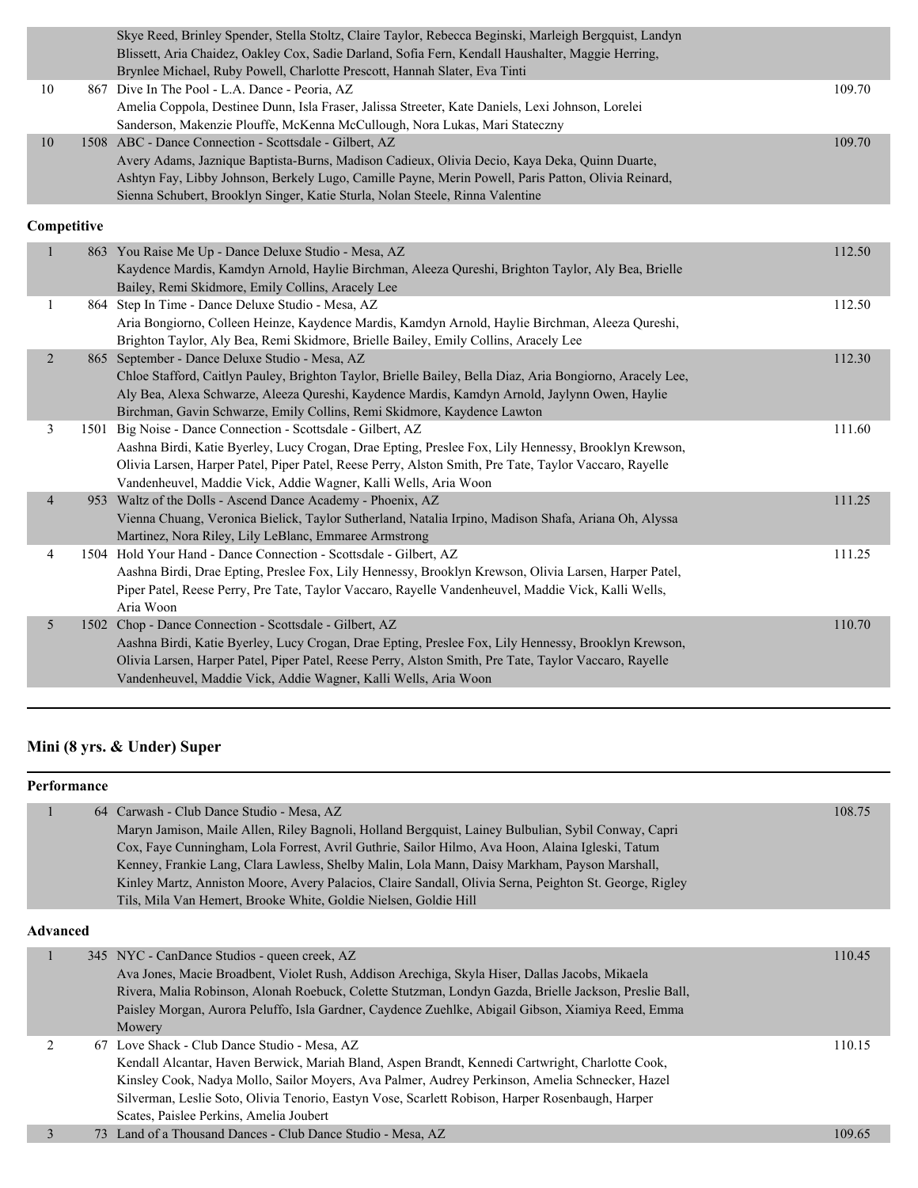| | | | |
|---|---|---|---|
| | | Skye Reed, Brinley Spender, Stella Stoltz, Claire Taylor, Rebecca Beginski, Marleigh Bergquist, Landyn Blissett, Aria Chaidez, Oakley Cox, Sadie Darland, Sofia Fern, Kendall Haushalter, Maggie Herring, Brynlee Michael, Ruby Powell, Charlotte Prescott, Hannah Slater, Eva Tinti | |
| 10 | 867 | Dive In The Pool - L.A. Dance - Peoria, AZ<br>Amelia Coppola, Destinee Dunn, Isla Fraser, Jalissa Streeter, Kate Daniels, Lexi Johnson, Lorelei Sanderson, Makenzie Plouffe, McKenna McCullough, Nora Lukas, Mari Stateczny | 109.70 |
| 10 | 1508 | ABC - Dance Connection - Scottsdale - Gilbert, AZ<br>Avery Adams, Jaznique Baptista-Burns, Madison Cadieux, Olivia Decio, Kaya Deka, Quinn Duarte, Ashtyn Fay, Libby Johnson, Berkely Lugo, Camille Payne, Merin Powell, Paris Patton, Olivia Reinard, Sienna Schubert, Brooklyn Singer, Katie Sturla, Nolan Steele, Rinna Valentine | 109.70 |

**Competitive**

| | | | |
|---|---|---|---|
| 1 | 863 | You Raise Me Up - Dance Deluxe Studio - Mesa, AZ<br>Kaydence Mardis, Kamdyn Arnold, Haylie Birchman, Aleeza Qureshi, Brighton Taylor, Aly Bea, Brielle Bailey, Remi Skidmore, Emily Collins, Aracely Lee | 112.50 |
| 1 | 864 | Step In Time - Dance Deluxe Studio - Mesa, AZ<br>Aria Bongiorno, Colleen Heinze, Kaydence Mardis, Kamdyn Arnold, Haylie Birchman, Aleeza Qureshi, Brighton Taylor, Aly Bea, Remi Skidmore, Brielle Bailey, Emily Collins, Aracely Lee | 112.50 |
| 2 | 865 | September - Dance Deluxe Studio - Mesa, AZ<br>Chloe Stafford, Caitlyn Pauley, Brighton Taylor, Brielle Bailey, Bella Diaz, Aria Bongiorno, Aracely Lee, Aly Bea, Alexa Schwarze, Aleeza Qureshi, Kaydence Mardis, Kamdyn Arnold, Jaylynn Owen, Haylie Birchman, Gavin Schwarze, Emily Collins, Remi Skidmore, Kaydence Lawton | 112.30 |
| 3 | 1501 | Big Noise - Dance Connection - Scottsdale - Gilbert, AZ<br>Aashna Birdi, Katie Byerley, Lucy Crogan, Drae Epting, Preslee Fox, Lily Hennessy, Brooklyn Krewson, Olivia Larsen, Harper Patel, Piper Patel, Reese Perry, Alston Smith, Pre Tate, Taylor Vaccaro, Rayelle Vandenheuvel, Maddie Vick, Addie Wagner, Kalli Wells, Aria Woon | 111.60 |
| 4 | 953 | Waltz of the Dolls - Ascend Dance Academy - Phoenix, AZ<br>Vienna Chuang, Veronica Bielick, Taylor Sutherland, Natalia Irpino, Madison Shafa, Ariana Oh, Alyssa Martinez, Nora Riley, Lily LeBlanc, Emmaree Armstrong | 111.25 |
| 4 | 1504 | Hold Your Hand - Dance Connection - Scottsdale - Gilbert, AZ<br>Aashna Birdi, Drae Epting, Preslee Fox, Lily Hennessy, Brooklyn Krewson, Olivia Larsen, Harper Patel, Piper Patel, Reese Perry, Pre Tate, Taylor Vaccaro, Rayelle Vandenheuvel, Maddie Vick, Kalli Wells, Aria Woon | 111.25 |
| 5 | 1502 | Chop - Dance Connection - Scottsdale - Gilbert, AZ<br>Aashna Birdi, Katie Byerley, Lucy Crogan, Drae Epting, Preslee Fox, Lily Hennessy, Brooklyn Krewson, Olivia Larsen, Harper Patel, Piper Patel, Reese Perry, Alston Smith, Pre Tate, Taylor Vaccaro, Rayelle Vandenheuvel, Maddie Vick, Addie Wagner, Kalli Wells, Aria Woon | 110.70 |

## Mini (8 yrs. & Under) Super

**Performance**

| | | | |
|---|---|---|---|
| 1 | 64 | Carwash - Club Dance Studio - Mesa, AZ<br>Maryn Jamison, Maile Allen, Riley Bagnoli, Holland Bergquist, Lainey Bulbulian, Sybil Conway, Capri Cox, Faye Cunningham, Lola Forrest, Avril Guthrie, Sailor Hilmo, Ava Hoon, Alaina Igleski, Tatum Kenney, Frankie Lang, Clara Lawless, Shelby Malin, Lola Mann, Daisy Markham, Payson Marshall, Kinley Martz, Anniston Moore, Avery Palacios, Claire Sandall, Olivia Serna, Peighton St. George, Rigley Tils, Mila Van Hemert, Brooke White, Goldie Nielsen, Goldie Hill | 108.75 |

**Advanced**

| | | | |
|---|---|---|---|
| 1 | 345 | NYC - CanDance Studios - queen creek, AZ<br>Ava Jones, Macie Broadbent, Violet Rush, Addison Arechiga, Skyla Hiser, Dallas Jacobs, Mikaela Rivera, Malia Robinson, Alonah Roebuck, Colette Stutzman, Londyn Gazda, Brielle Jackson, Preslie Ball, Paisley Morgan, Aurora Peluffo, Isla Gardner, Caydence Zuehlke, Abigail Gibson, Xiamiya Reed, Emma Mowery | 110.45 |
| 2 | 67 | Love Shack - Club Dance Studio - Mesa, AZ<br>Kendall Alcantar, Haven Berwick, Mariah Bland, Aspen Brandt, Kennedi Cartwright, Charlotte Cook, Kinsley Cook, Nadya Mollo, Sailor Moyers, Ava Palmer, Audrey Perkinson, Amelia Schnecker, Hazel Silverman, Leslie Soto, Olivia Tenorio, Eastyn Vose, Scarlett Robison, Harper Rosenbaugh, Harper Scates, Paislee Perkins, Amelia Joubert | 110.15 |
| 3 | 73 | Land of a Thousand Dances - Club Dance Studio - Mesa, AZ | 109.65 |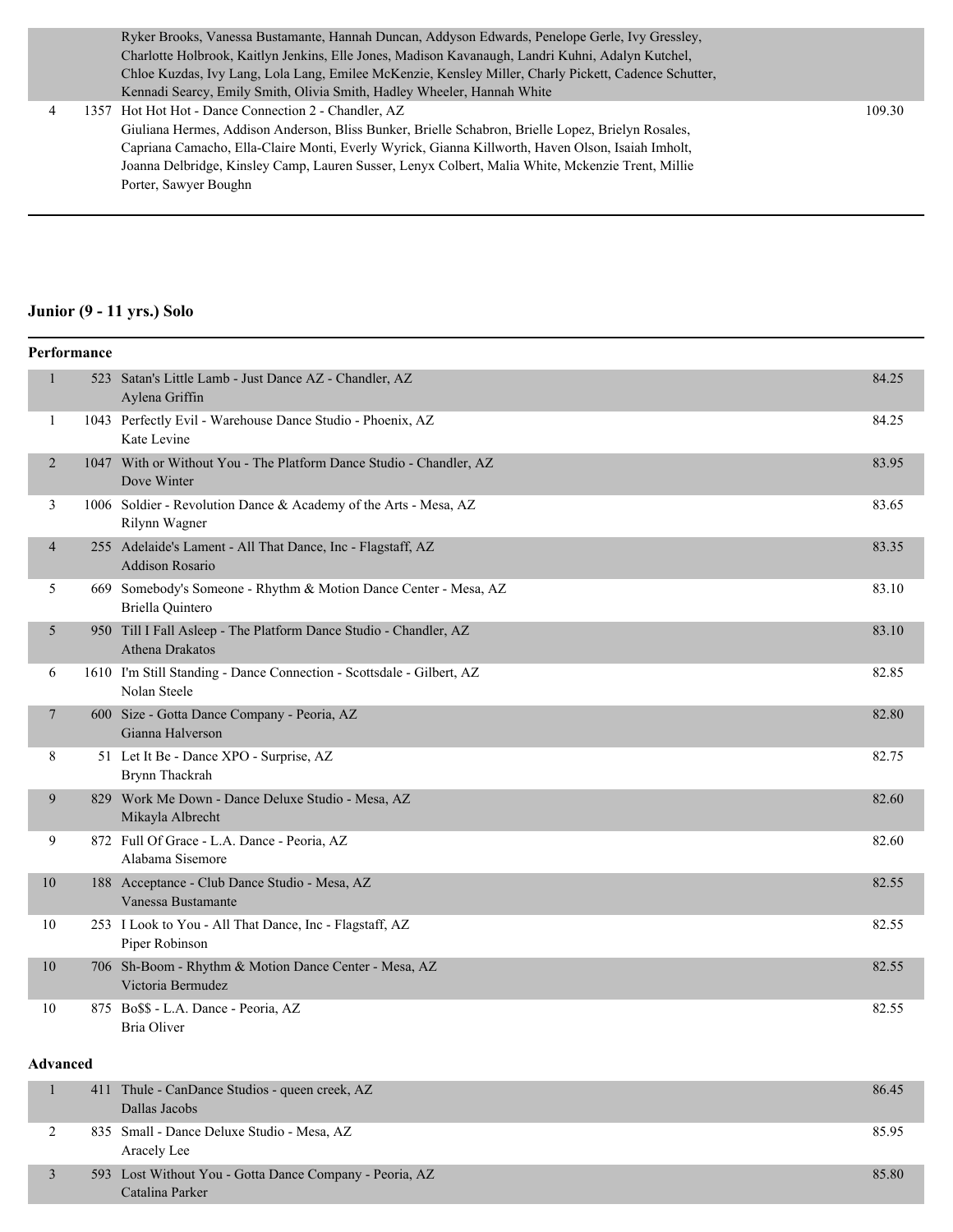| | | | |
|---|---|---|---|
| | | Ryker Brooks, Vanessa Bustamante, Hannah Duncan, Addyson Edwards, Penelope Gerle, Ivy Gressley, Charlotte Holbrook, Kaitlyn Jenkins, Elle Jones, Madison Kavanaugh, Landri Kuhni, Adalyn Kutchel, Chloe Kuzdas, Ivy Lang, Lola Lang, Emilee McKenzie, Kensley Miller, Charly Pickett, Cadence Schutter, Kennadi Searcy, Emily Smith, Olivia Smith, Hadley Wheeler, Hannah White | |
| 4 | 1357 | Hot Hot Hot - Dance Connection 2 - Chandler, AZ<br>Giuliana Hermes, Addison Anderson, Bliss Bunker, Brielle Schabron, Brielle Lopez, Brielyn Rosales, Capriana Camacho, Ella-Claire Monti, Everly Wyrick, Gianna Killworth, Haven Olson, Isaiah Imholt, Joanna Delbridge, Kinsley Camp, Lauren Susser, Lenyx Colbert, Malia White, Mckenzie Trent, Millie Porter, Sawyer Boughn | 109.30 |

## Junior (9 - 11 yrs.) Solo

### Performance

| Place | No. | Entry | Score |
|---|---|---|---|
| 1 | 523 | Satan's Little Lamb - Just Dance AZ - Chandler, AZ<br>Aylena Griffin | 84.25 |
| 1 | 1043 | Perfectly Evil - Warehouse Dance Studio - Phoenix, AZ<br>Kate Levine | 84.25 |
| 2 | 1047 | With or Without You - The Platform Dance Studio - Chandler, AZ<br>Dove Winter | 83.95 |
| 3 | 1006 | Soldier - Revolution Dance & Academy of the Arts - Mesa, AZ<br>Rilynn Wagner | 83.65 |
| 4 | 255 | Adelaide's Lament - All That Dance, Inc - Flagstaff, AZ<br>Addison Rosario | 83.35 |
| 5 | 669 | Somebody's Someone - Rhythm & Motion Dance Center - Mesa, AZ<br>Briella Quintero | 83.10 |
| 5 | 950 | Till I Fall Asleep - The Platform Dance Studio - Chandler, AZ<br>Athena Drakatos | 83.10 |
| 6 | 1610 | I'm Still Standing - Dance Connection - Scottsdale - Gilbert, AZ<br>Nolan Steele | 82.85 |
| 7 | 600 | Size - Gotta Dance Company - Peoria, AZ<br>Gianna Halverson | 82.80 |
| 8 | 51 | Let It Be - Dance XPO - Surprise, AZ<br>Brynn Thackrah | 82.75 |
| 9 | 829 | Work Me Down - Dance Deluxe Studio - Mesa, AZ<br>Mikayla Albrecht | 82.60 |
| 9 | 872 | Full Of Grace - L.A. Dance - Peoria, AZ<br>Alabama Sisemore | 82.60 |
| 10 | 188 | Acceptance - Club Dance Studio - Mesa, AZ<br>Vanessa Bustamante | 82.55 |
| 10 | 253 | I Look to You - All That Dance, Inc - Flagstaff, AZ<br>Piper Robinson | 82.55 |
| 10 | 706 | Sh-Boom - Rhythm & Motion Dance Center - Mesa, AZ<br>Victoria Bermudez | 82.55 |
| 10 | 875 | Bo$$ - L.A. Dance - Peoria, AZ<br>Bria Oliver | 82.55 |

### Advanced

| Place | No. | Entry | Score |
|---|---|---|---|
| 1 | 411 | Thule - CanDance Studios - queen creek, AZ<br>Dallas Jacobs | 86.45 |
| 2 | 835 | Small - Dance Deluxe Studio - Mesa, AZ<br>Aracely Lee | 85.95 |
| 3 | 593 | Lost Without You - Gotta Dance Company - Peoria, AZ<br>Catalina Parker | 85.80 |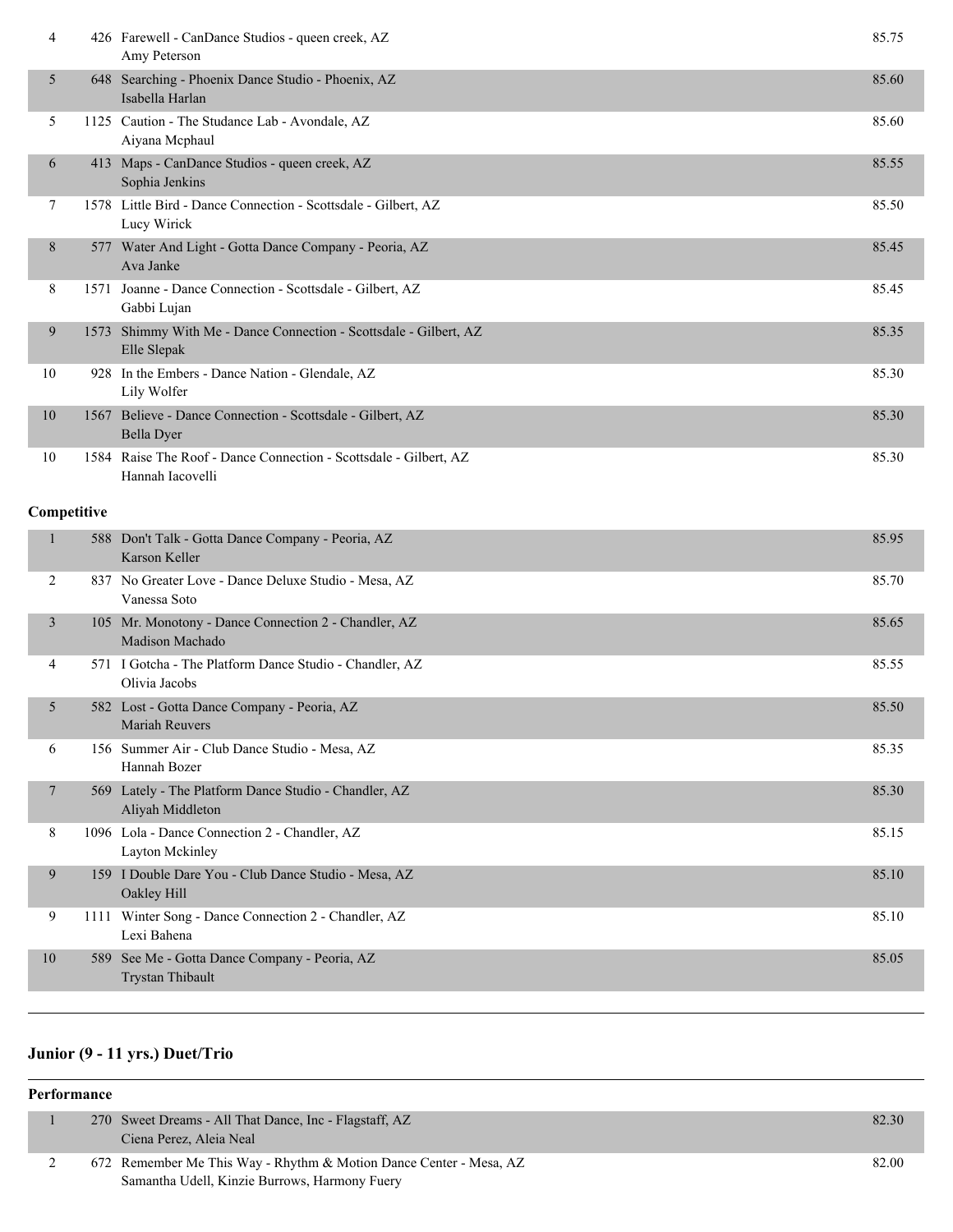| Place | Entry | Routine / Studio / Dancer | Score |
|---|---|---|---|
| 4 | 426 | Farewell - CanDance Studios - queen creek, AZ<br>Amy Peterson | 85.75 |
| 5 | 648 | Searching - Phoenix Dance Studio - Phoenix, AZ<br>Isabella Harlan | 85.60 |
| 5 | 1125 | Caution - The Studance Lab - Avondale, AZ<br>Aiyana Mcphaul | 85.60 |
| 6 | 413 | Maps - CanDance Studios - queen creek, AZ<br>Sophia Jenkins | 85.55 |
| 7 | 1578 | Little Bird - Dance Connection - Scottsdale - Gilbert, AZ<br>Lucy Wirick | 85.50 |
| 8 | 577 | Water And Light - Gotta Dance Company - Peoria, AZ<br>Ava Janke | 85.45 |
| 8 | 1571 | Joanne - Dance Connection - Scottsdale - Gilbert, AZ<br>Gabbi Lujan | 85.45 |
| 9 | 1573 | Shimmy With Me - Dance Connection - Scottsdale - Gilbert, AZ<br>Elle Slepak | 85.35 |
| 10 | 928 | In the Embers - Dance Nation - Glendale, AZ<br>Lily Wolfer | 85.30 |
| 10 | 1567 | Believe - Dance Connection - Scottsdale - Gilbert, AZ<br>Bella Dyer | 85.30 |
| 10 | 1584 | Raise The Roof - Dance Connection - Scottsdale - Gilbert, AZ<br>Hannah Iacovelli | 85.30 |

**Competitive**

| Place | Entry | Routine / Studio / Dancer | Score |
|---|---|---|---|
| 1 | 588 | Don't Talk - Gotta Dance Company - Peoria, AZ<br>Karson Keller | 85.95 |
| 2 | 837 | No Greater Love - Dance Deluxe Studio - Mesa, AZ<br>Vanessa Soto | 85.70 |
| 3 | 105 | Mr. Monotony - Dance Connection 2 - Chandler, AZ<br>Madison Machado | 85.65 |
| 4 | 571 | I Gotcha - The Platform Dance Studio - Chandler, AZ<br>Olivia Jacobs | 85.55 |
| 5 | 582 | Lost - Gotta Dance Company - Peoria, AZ<br>Mariah Reuvers | 85.50 |
| 6 | 156 | Summer Air - Club Dance Studio - Mesa, AZ<br>Hannah Bozer | 85.35 |
| 7 | 569 | Lately - The Platform Dance Studio - Chandler, AZ<br>Aliyah Middleton | 85.30 |
| 8 | 1096 | Lola - Dance Connection 2 - Chandler, AZ<br>Layton Mckinley | 85.15 |
| 9 | 159 | I Double Dare You - Club Dance Studio - Mesa, AZ<br>Oakley Hill | 85.10 |
| 9 | 1111 | Winter Song - Dance Connection 2 - Chandler, AZ<br>Lexi Bahena | 85.10 |
| 10 | 589 | See Me - Gotta Dance Company - Peoria, AZ<br>Trystan Thibault | 85.05 |

## Junior (9 - 11 yrs.) Duet/Trio

**Performance**

| Place | Entry | Routine / Studio / Dancers | Score |
|---|---|---|---|
| 1 | 270 | Sweet Dreams - All That Dance, Inc - Flagstaff, AZ<br>Ciena Perez, Aleia Neal | 82.30 |
| 2 | 672 | Remember Me This Way - Rhythm & Motion Dance Center - Mesa, AZ<br>Samantha Udell, Kinzie Burrows, Harmony Fuery | 82.00 |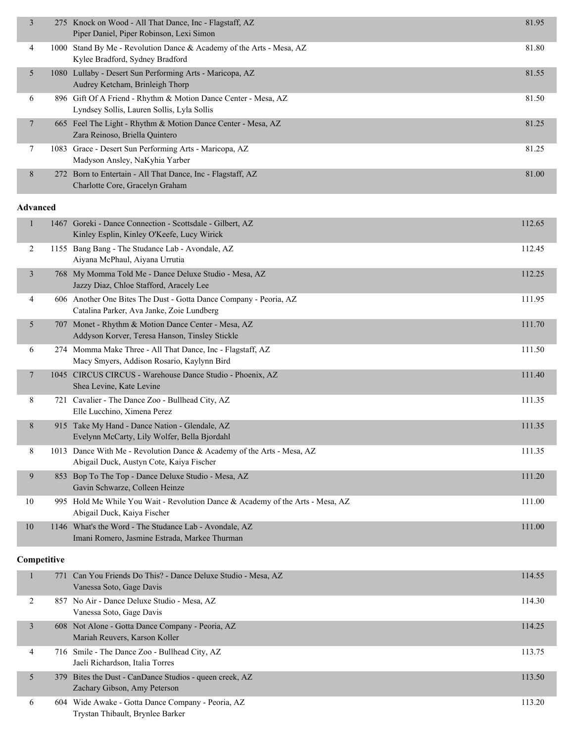| Place | No. | Routine | Score |
|---|---|---|---|
| 3 | 275 | Knock on Wood - All That Dance, Inc - Flagstaff, AZ<br>Piper Daniel, Piper Robinson, Lexi Simon | 81.95 |
| 4 | 1000 | Stand By Me - Revolution Dance & Academy of the Arts - Mesa, AZ<br>Kylee Bradford, Sydney Bradford | 81.80 |
| 5 | 1080 | Lullaby - Desert Sun Performing Arts - Maricopa, AZ<br>Audrey Ketcham, Brinleigh Thorp | 81.55 |
| 6 | 896 | Gift Of A Friend - Rhythm & Motion Dance Center - Mesa, AZ<br>Lyndsey Sollis, Lauren Sollis, Lyla Sollis | 81.50 |
| 7 | 665 | Feel The Light - Rhythm & Motion Dance Center - Mesa, AZ<br>Zara Reinoso, Briella Quintero | 81.25 |
| 7 | 1083 | Grace - Desert Sun Performing Arts - Maricopa, AZ<br>Madyson Ansley, NaKyhia Yarber | 81.25 |
| 8 | 272 | Born to Entertain - All That Dance, Inc - Flagstaff, AZ<br>Charlotte Core, Gracelyn Graham | 81.00 |

**Advanced**

| Place | No. | Routine | Score |
|---|---|---|---|
| 1 | 1467 | Goreki - Dance Connection - Scottsdale - Gilbert, AZ<br>Kinley Esplin, Kinley O'Keefe, Lucy Wirick | 112.65 |
| 2 | 1155 | Bang Bang - The Studance Lab - Avondale, AZ<br>Aiyana McPhaul, Aiyana Urrutia | 112.45 |
| 3 | 768 | My Momma Told Me - Dance Deluxe Studio - Mesa, AZ<br>Jazzy Diaz, Chloe Stafford, Aracely Lee | 112.25 |
| 4 | 606 | Another One Bites The Dust - Gotta Dance Company - Peoria, AZ<br>Catalina Parker, Ava Janke, Zoie Lundberg | 111.95 |
| 5 | 707 | Monet - Rhythm & Motion Dance Center - Mesa, AZ<br>Addyson Korver, Teresa Hanson, Tinsley Stickle | 111.70 |
| 6 | 274 | Momma Make Three - All That Dance, Inc - Flagstaff, AZ<br>Macy Smyers, Addison Rosario, Kaylynn Bird | 111.50 |
| 7 | 1045 | CIRCUS CIRCUS - Warehouse Dance Studio - Phoenix, AZ<br>Shea Levine, Kate Levine | 111.40 |
| 8 | 721 | Cavalier - The Dance Zoo - Bullhead City, AZ<br>Elle Lucchino, Ximena Perez | 111.35 |
| 8 | 915 | Take My Hand - Dance Nation - Glendale, AZ<br>Evelynn McCarty, Lily Wolfer, Bella Bjordahl | 111.35 |
| 8 | 1013 | Dance With Me - Revolution Dance & Academy of the Arts - Mesa, AZ<br>Abigail Duck, Austyn Cote, Kaiya Fischer | 111.35 |
| 9 | 853 | Bop To The Top - Dance Deluxe Studio - Mesa, AZ<br>Gavin Schwarze, Colleen Heinze | 111.20 |
| 10 | 995 | Hold Me While You Wait - Revolution Dance & Academy of the Arts - Mesa, AZ<br>Abigail Duck, Kaiya Fischer | 111.00 |
| 10 | 1146 | What's the Word - The Studance Lab - Avondale, AZ<br>Imani Romero, Jasmine Estrada, Markee Thurman | 111.00 |

**Competitive**

| Place | No. | Routine | Score |
|---|---|---|---|
| 1 | 771 | Can You Friends Do This? - Dance Deluxe Studio - Mesa, AZ<br>Vanessa Soto, Gage Davis | 114.55 |
| 2 | 857 | No Air - Dance Deluxe Studio - Mesa, AZ<br>Vanessa Soto, Gage Davis | 114.30 |
| 3 | 608 | Not Alone - Gotta Dance Company - Peoria, AZ<br>Mariah Reuvers, Karson Koller | 114.25 |
| 4 | 716 | Smile - The Dance Zoo - Bullhead City, AZ<br>Jaeli Richardson, Italia Torres | 113.75 |
| 5 | 379 | Bites the Dust - CanDance Studios - queen creek, AZ<br>Zachary Gibson, Amy Peterson | 113.50 |
| 6 | 604 | Wide Awake - Gotta Dance Company - Peoria, AZ<br>Trystan Thibault, Brynlee Barker | 113.20 |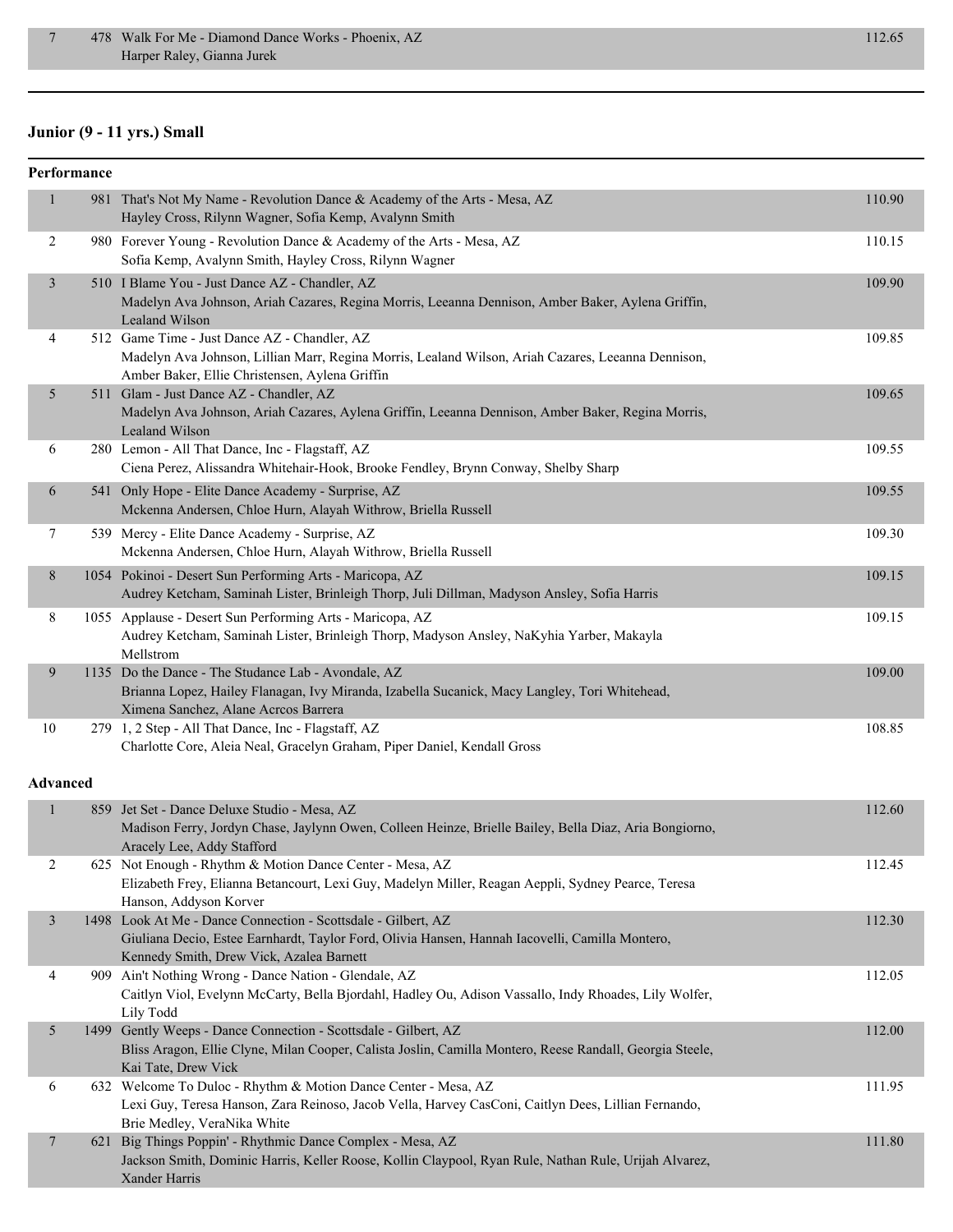| Place | No. | Entry | Score |
|---|---|---|---|
| 7 | 478 | Walk For Me - Diamond Dance Works - Phoenix, AZ<br>Harper Raley, Gianna Jurek | 112.65 |

## Junior (9 - 11 yrs.) Small

### Performance

| Place | No. | Entry | Score |
|---|---|---|---|
| 1 | 981 | That's Not My Name - Revolution Dance & Academy of the Arts - Mesa, AZ<br>Hayley Cross, Rilynn Wagner, Sofia Kemp, Avalynn Smith | 110.90 |
| 2 | 980 | Forever Young - Revolution Dance & Academy of the Arts - Mesa, AZ<br>Sofia Kemp, Avalynn Smith, Hayley Cross, Rilynn Wagner | 110.15 |
| 3 | 510 | I Blame You - Just Dance AZ - Chandler, AZ<br>Madelyn Ava Johnson, Ariah Cazares, Regina Morris, Leeanna Dennison, Amber Baker, Aylena Griffin, Lealand Wilson | 109.90 |
| 4 | 512 | Game Time - Just Dance AZ - Chandler, AZ<br>Madelyn Ava Johnson, Lillian Marr, Regina Morris, Lealand Wilson, Ariah Cazares, Leeanna Dennison, Amber Baker, Ellie Christensen, Aylena Griffin | 109.85 |
| 5 | 511 | Glam - Just Dance AZ - Chandler, AZ<br>Madelyn Ava Johnson, Ariah Cazares, Aylena Griffin, Leeanna Dennison, Amber Baker, Regina Morris, Lealand Wilson | 109.65 |
| 6 | 280 | Lemon - All That Dance, Inc - Flagstaff, AZ<br>Ciena Perez, Alissandra Whitehair-Hook, Brooke Fendley, Brynn Conway, Shelby Sharp | 109.55 |
| 6 | 541 | Only Hope - Elite Dance Academy - Surprise, AZ<br>Mckenna Andersen, Chloe Hurn, Alayah Withrow, Briella Russell | 109.55 |
| 7 | 539 | Mercy - Elite Dance Academy - Surprise, AZ<br>Mckenna Andersen, Chloe Hurn, Alayah Withrow, Briella Russell | 109.30 |
| 8 | 1054 | Pokinoi - Desert Sun Performing Arts - Maricopa, AZ<br>Audrey Ketcham, Saminah Lister, Brinleigh Thorp, Juli Dillman, Madyson Ansley, Sofia Harris | 109.15 |
| 8 | 1055 | Applause - Desert Sun Performing Arts - Maricopa, AZ<br>Audrey Ketcham, Saminah Lister, Brinleigh Thorp, Madyson Ansley, NaKyhia Yarber, Makayla Mellstrom | 109.15 |
| 9 | 1135 | Do the Dance - The Studance Lab - Avondale, AZ<br>Brianna Lopez, Hailey Flanagan, Ivy Miranda, Izabella Sucanick, Macy Langley, Tori Whitehead, Ximena Sanchez, Alane Acrcos Barrera | 109.00 |
| 10 | 279 | 1, 2 Step - All That Dance, Inc - Flagstaff, AZ<br>Charlotte Core, Aleia Neal, Gracelyn Graham, Piper Daniel, Kendall Gross | 108.85 |

### Advanced

| Place | No. | Entry | Score |
|---|---|---|---|
| 1 | 859 | Jet Set - Dance Deluxe Studio - Mesa, AZ<br>Madison Ferry, Jordyn Chase, Jaylynn Owen, Colleen Heinze, Brielle Bailey, Bella Diaz, Aria Bongiorno, Aracely Lee, Addy Stafford | 112.60 |
| 2 | 625 | Not Enough - Rhythm & Motion Dance Center - Mesa, AZ<br>Elizabeth Frey, Elianna Betancourt, Lexi Guy, Madelyn Miller, Reagan Aeppli, Sydney Pearce, Teresa Hanson, Addyson Korver | 112.45 |
| 3 | 1498 | Look At Me - Dance Connection - Scottsdale - Gilbert, AZ<br>Giuliana Decio, Estee Earnhardt, Taylor Ford, Olivia Hansen, Hannah Iacovelli, Camilla Montero, Kennedy Smith, Drew Vick, Azalea Barnett | 112.30 |
| 4 | 909 | Ain't Nothing Wrong - Dance Nation - Glendale, AZ<br>Caitlyn Viol, Evelynn McCarty, Bella Bjordahl, Hadley Ou, Adison Vassallo, Indy Rhoades, Lily Wolfer, Lily Todd | 112.05 |
| 5 | 1499 | Gently Weeps - Dance Connection - Scottsdale - Gilbert, AZ<br>Bliss Aragon, Ellie Clyne, Milan Cooper, Calista Joslin, Camilla Montero, Reese Randall, Georgia Steele, Kai Tate, Drew Vick | 112.00 |
| 6 | 632 | Welcome To Duloc - Rhythm & Motion Dance Center - Mesa, AZ<br>Lexi Guy, Teresa Hanson, Zara Reinoso, Jacob Vella, Harvey CasConi, Caitlyn Dees, Lillian Fernando, Brie Medley, VeraNika White | 111.95 |
| 7 | 621 | Big Things Poppin' - Rhythmic Dance Complex - Mesa, AZ<br>Jackson Smith, Dominic Harris, Keller Roose, Kollin Claypool, Ryan Rule, Nathan Rule, Urijah Alvarez, Xander Harris | 111.80 |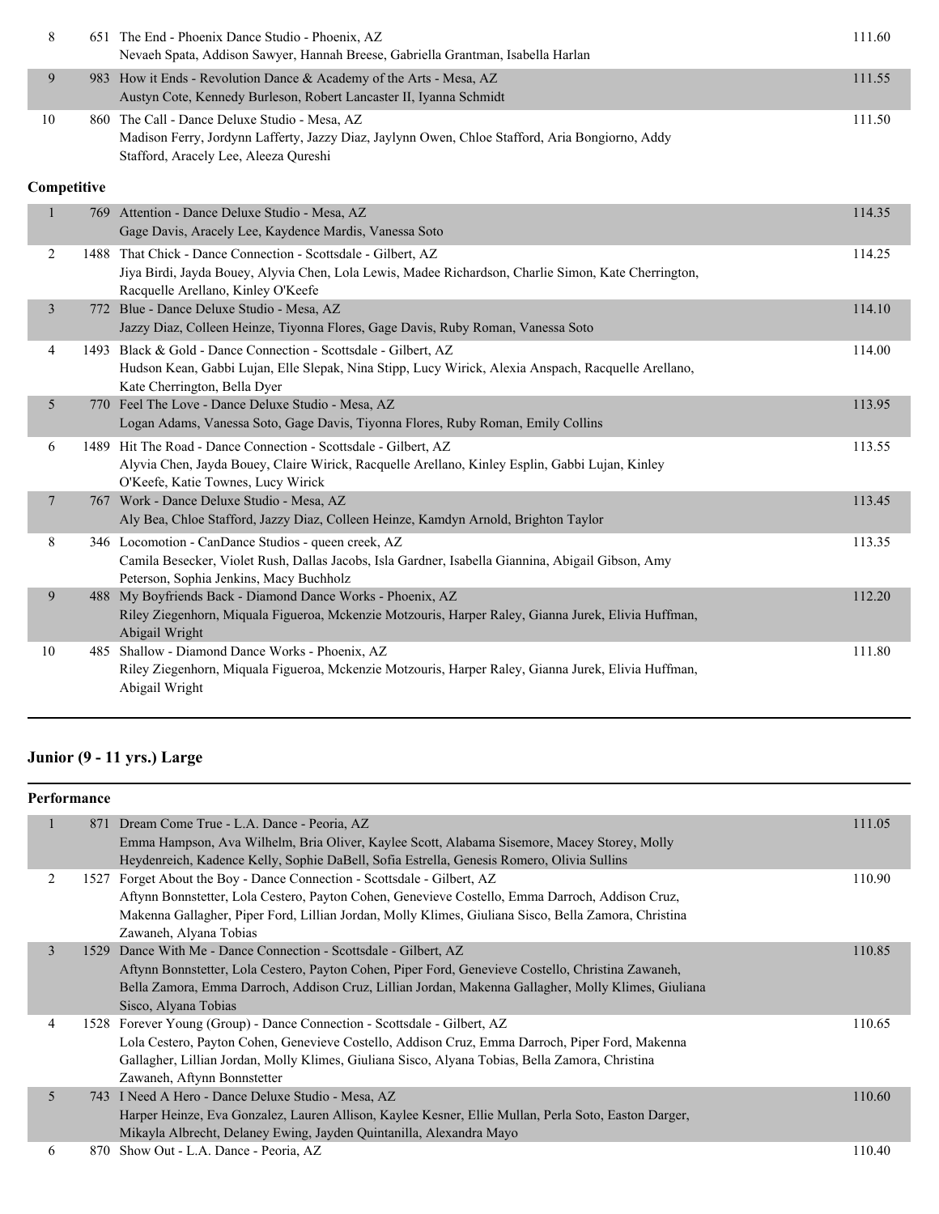| Place | No. | Routine | Score |
|---|---|---|---|
| 8 | 651 | The End - Phoenix Dance Studio - Phoenix, AZ<br>Nevaeh Spata, Addison Sawyer, Hannah Breese, Gabriella Grantman, Isabella Harlan | 111.60 |
| 9 | 983 | How it Ends - Revolution Dance & Academy of the Arts - Mesa, AZ<br>Austyn Cote, Kennedy Burleson, Robert Lancaster II, Iyanna Schmidt | 111.55 |
| 10 | 860 | The Call - Dance Deluxe Studio - Mesa, AZ<br>Madison Ferry, Jordynn Lafferty, Jazzy Diaz, Jaylynn Owen, Chloe Stafford, Aria Bongiorno, Addy Stafford, Aracely Lee, Aleeza Qureshi | 111.50 |

**Competitive**

| Place | No. | Routine | Score |
|---|---|---|---|
| 1 | 769 | Attention - Dance Deluxe Studio - Mesa, AZ<br>Gage Davis, Aracely Lee, Kaydence Mardis, Vanessa Soto | 114.35 |
| 2 | 1488 | That Chick - Dance Connection - Scottsdale - Gilbert, AZ<br>Jiya Birdi, Jayda Bouey, Alyvia Chen, Lola Lewis, Madee Richardson, Charlie Simon, Kate Cherrington, Racquelle Arellano, Kinley O'Keefe | 114.25 |
| 3 | 772 | Blue - Dance Deluxe Studio - Mesa, AZ<br>Jazzy Diaz, Colleen Heinze, Tiyonna Flores, Gage Davis, Ruby Roman, Vanessa Soto | 114.10 |
| 4 | 1493 | Black & Gold - Dance Connection - Scottsdale - Gilbert, AZ<br>Hudson Kean, Gabbi Lujan, Elle Slepak, Nina Stipp, Lucy Wirick, Alexia Anspach, Racquelle Arellano, Kate Cherrington, Bella Dyer | 114.00 |
| 5 | 770 | Feel The Love - Dance Deluxe Studio - Mesa, AZ<br>Logan Adams, Vanessa Soto, Gage Davis, Tiyonna Flores, Ruby Roman, Emily Collins | 113.95 |
| 6 | 1489 | Hit The Road - Dance Connection - Scottsdale - Gilbert, AZ<br>Alyvia Chen, Jayda Bouey, Claire Wirick, Racquelle Arellano, Kinley Esplin, Gabbi Lujan, Kinley O'Keefe, Katie Townes, Lucy Wirick | 113.55 |
| 7 | 767 | Work - Dance Deluxe Studio - Mesa, AZ<br>Aly Bea, Chloe Stafford, Jazzy Diaz, Colleen Heinze, Kamdyn Arnold, Brighton Taylor | 113.45 |
| 8 | 346 | Locomotion - CanDance Studios - queen creek, AZ<br>Camila Besecker, Violet Rush, Dallas Jacobs, Isla Gardner, Isabella Giannina, Abigail Gibson, Amy Peterson, Sophia Jenkins, Macy Buchholz | 113.35 |
| 9 | 488 | My Boyfriends Back - Diamond Dance Works - Phoenix, AZ<br>Riley Ziegenhorn, Miquala Figueroa, Mckenzie Motzouris, Harper Raley, Gianna Jurek, Elivia Huffman, Abigail Wright | 112.20 |
| 10 | 485 | Shallow - Diamond Dance Works - Phoenix, AZ<br>Riley Ziegenhorn, Miquala Figueroa, Mckenzie Motzouris, Harper Raley, Gianna Jurek, Elivia Huffman, Abigail Wright | 111.80 |

## Junior (9 - 11 yrs.) Large

**Performance**

| Place | No. | Routine | Score |
|---|---|---|---|
| 1 | 871 | Dream Come True - L.A. Dance - Peoria, AZ<br>Emma Hampson, Ava Wilhelm, Bria Oliver, Kaylee Scott, Alabama Sisemore, Macey Storey, Molly Heydenreich, Kadence Kelly, Sophie DaBell, Sofia Estrella, Genesis Romero, Olivia Sullins | 111.05 |
| 2 | 1527 | Forget About the Boy - Dance Connection - Scottsdale - Gilbert, AZ<br>Aftynn Bonnstetter, Lola Cestero, Payton Cohen, Genevieve Costello, Emma Darroch, Addison Cruz, Makenna Gallagher, Piper Ford, Lillian Jordan, Molly Klimes, Giuliana Sisco, Bella Zamora, Christina Zawaneh, Alyana Tobias | 110.90 |
| 3 | 1529 | Dance With Me - Dance Connection - Scottsdale - Gilbert, AZ<br>Aftynn Bonnstetter, Lola Cestero, Payton Cohen, Piper Ford, Genevieve Costello, Christina Zawaneh, Bella Zamora, Emma Darroch, Addison Cruz, Lillian Jordan, Makenna Gallagher, Molly Klimes, Giuliana Sisco, Alyana Tobias | 110.85 |
| 4 | 1528 | Forever Young (Group) - Dance Connection - Scottsdale - Gilbert, AZ<br>Lola Cestero, Payton Cohen, Genevieve Costello, Addison Cruz, Emma Darroch, Piper Ford, Makenna Gallagher, Lillian Jordan, Molly Klimes, Giuliana Sisco, Alyana Tobias, Bella Zamora, Christina Zawaneh, Aftynn Bonnstetter | 110.65 |
| 5 | 743 | I Need A Hero - Dance Deluxe Studio - Mesa, AZ<br>Harper Heinze, Eva Gonzalez, Lauren Allison, Kaylee Kesner, Ellie Mullan, Perla Soto, Easton Darger, Mikayla Albrecht, Delaney Ewing, Jayden Quintanilla, Alexandra Mayo | 110.60 |
| 6 | 870 | Show Out - L.A. Dance - Peoria, AZ | 110.40 |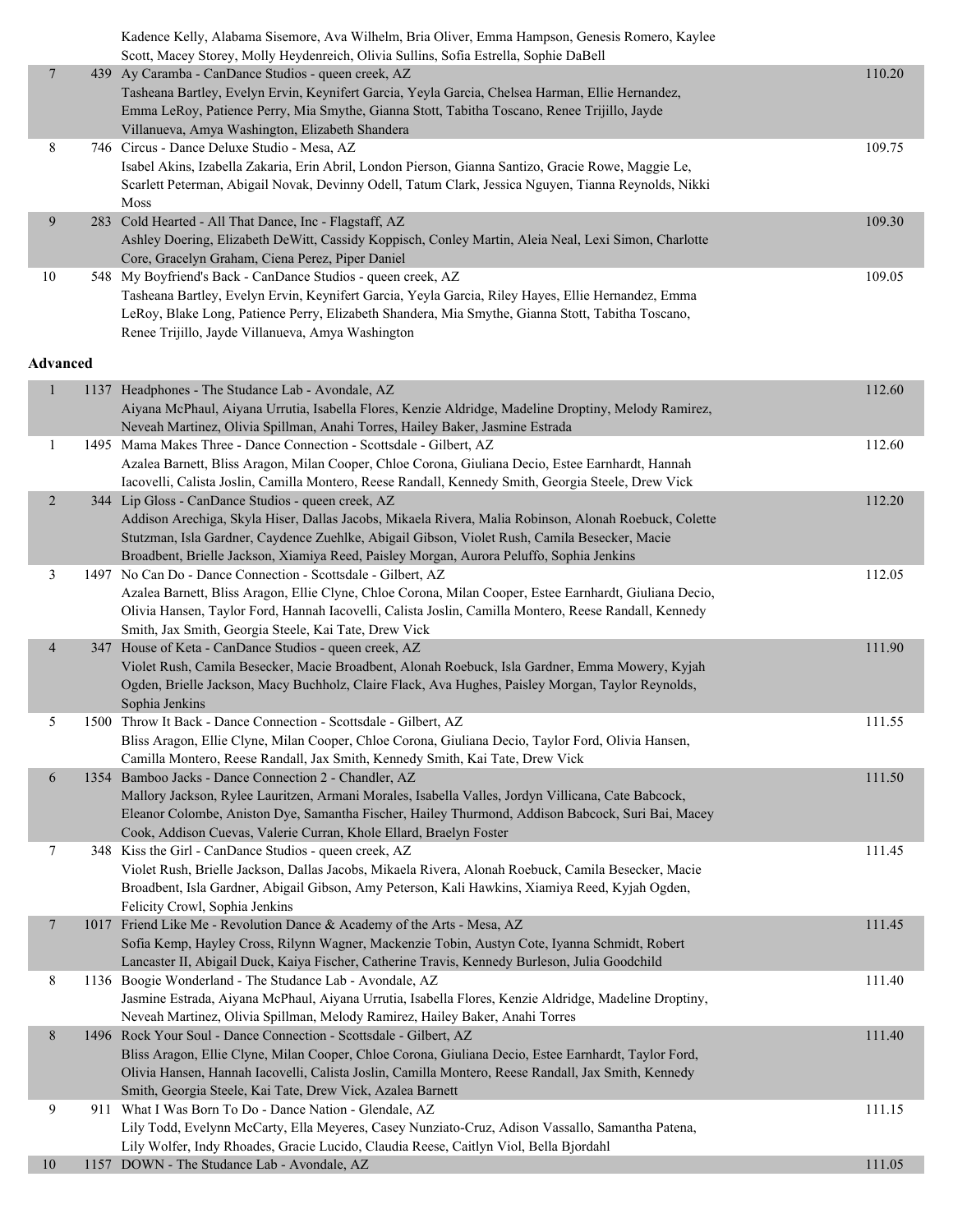Kadence Kelly, Alabama Sisemore, Ava Wilhelm, Bria Oliver, Emma Hampson, Genesis Romero, Kaylee Scott, Macey Storey, Molly Heydenreich, Olivia Sullins, Sofia Estrella, Sophie DaBell

| | | | |
|---|---|---|---|
| 7 | 439 | Ay Caramba - CanDance Studios - queen creek, AZ<br>Tasheana Bartley, Evelyn Ervin, Keynifert Garcia, Yeyla Garcia, Chelsea Harman, Ellie Hernandez, Emma LeRoy, Patience Perry, Mia Smythe, Gianna Stott, Tabitha Toscano, Renee Trijillo, Jayde Villanueva, Amya Washington, Elizabeth Shandera | 110.20 |
| 8 | 746 | Circus - Dance Deluxe Studio - Mesa, AZ<br>Isabel Akins, Izabella Zakaria, Erin Abril, London Pierson, Gianna Santizo, Gracie Rowe, Maggie Le, Scarlett Peterman, Abigail Novak, Devinny Odell, Tatum Clark, Jessica Nguyen, Tianna Reynolds, Nikki Moss | 109.75 |
| 9 | 283 | Cold Hearted - All That Dance, Inc - Flagstaff, AZ<br>Ashley Doering, Elizabeth DeWitt, Cassidy Koppisch, Conley Martin, Aleia Neal, Lexi Simon, Charlotte Core, Gracelyn Graham, Ciena Perez, Piper Daniel | 109.30 |
| 10 | 548 | My Boyfriend's Back - CanDance Studios - queen creek, AZ<br>Tasheana Bartley, Evelyn Ervin, Keynifert Garcia, Yeyla Garcia, Riley Hayes, Ellie Hernandez, Emma LeRoy, Blake Long, Patience Perry, Elizabeth Shandera, Mia Smythe, Gianna Stott, Tabitha Toscano, Renee Trijillo, Jayde Villanueva, Amya Washington | 109.05 |

**Advanced**

| | | | |
|---|---|---|---|
| 1 | 1137 | Headphones - The Studance Lab - Avondale, AZ<br>Aiyana McPhaul, Aiyana Urrutia, Isabella Flores, Kenzie Aldridge, Madeline Droptiny, Melody Ramirez, Neveah Martinez, Olivia Spillman, Anahi Torres, Hailey Baker, Jasmine Estrada | 112.60 |
| 1 | 1495 | Mama Makes Three - Dance Connection - Scottsdale - Gilbert, AZ<br>Azalea Barnett, Bliss Aragon, Milan Cooper, Chloe Corona, Giuliana Decio, Estee Earnhardt, Hannah Iacovelli, Calista Joslin, Camilla Montero, Reese Randall, Kennedy Smith, Georgia Steele, Drew Vick | 112.60 |
| 2 | 344 | Lip Gloss - CanDance Studios - queen creek, AZ<br>Addison Arechiga, Skyla Hiser, Dallas Jacobs, Mikaela Rivera, Malia Robinson, Alonah Roebuck, Colette Stutzman, Isla Gardner, Caydence Zuehlke, Abigail Gibson, Violet Rush, Camila Besecker, Macie Broadbent, Brielle Jackson, Xiamiya Reed, Paisley Morgan, Aurora Peluffo, Sophia Jenkins | 112.20 |
| 3 | 1497 | No Can Do - Dance Connection - Scottsdale - Gilbert, AZ<br>Azalea Barnett, Bliss Aragon, Ellie Clyne, Chloe Corona, Milan Cooper, Estee Earnhardt, Giuliana Decio, Olivia Hansen, Taylor Ford, Hannah Iacovelli, Calista Joslin, Camilla Montero, Reese Randall, Kennedy Smith, Jax Smith, Georgia Steele, Kai Tate, Drew Vick | 112.05 |
| 4 | 347 | House of Keta - CanDance Studios - queen creek, AZ<br>Violet Rush, Camila Besecker, Macie Broadbent, Alonah Roebuck, Isla Gardner, Emma Mowery, Kyjah Ogden, Brielle Jackson, Macy Buchholz, Claire Flack, Ava Hughes, Paisley Morgan, Taylor Reynolds, Sophia Jenkins | 111.90 |
| 5 | 1500 | Throw It Back - Dance Connection - Scottsdale - Gilbert, AZ<br>Bliss Aragon, Ellie Clyne, Milan Cooper, Chloe Corona, Giuliana Decio, Taylor Ford, Olivia Hansen, Camilla Montero, Reese Randall, Jax Smith, Kennedy Smith, Kai Tate, Drew Vick | 111.55 |
| 6 | 1354 | Bamboo Jacks - Dance Connection 2 - Chandler, AZ<br>Mallory Jackson, Rylee Lauritzen, Armani Morales, Isabella Valles, Jordyn Villicana, Cate Babcock, Eleanor Colombe, Aniston Dye, Samantha Fischer, Hailey Thurmond, Addison Babcock, Suri Bai, Macey Cook, Addison Cuevas, Valerie Curran, Khole Ellard, Braelyn Foster | 111.50 |
| 7 | 348 | Kiss the Girl - CanDance Studios - queen creek, AZ<br>Violet Rush, Brielle Jackson, Dallas Jacobs, Mikaela Rivera, Alonah Roebuck, Camila Besecker, Macie Broadbent, Isla Gardner, Abigail Gibson, Amy Peterson, Kali Hawkins, Xiamiya Reed, Kyjah Ogden, Felicity Crowl, Sophia Jenkins | 111.45 |
| 7 | 1017 | Friend Like Me - Revolution Dance & Academy of the Arts - Mesa, AZ<br>Sofia Kemp, Hayley Cross, Rilynn Wagner, Mackenzie Tobin, Austyn Cote, Iyanna Schmidt, Robert Lancaster II, Abigail Duck, Kaiya Fischer, Catherine Travis, Kennedy Burleson, Julia Goodchild | 111.45 |
| 8 | 1136 | Boogie Wonderland - The Studance Lab - Avondale, AZ<br>Jasmine Estrada, Aiyana McPhaul, Aiyana Urrutia, Isabella Flores, Kenzie Aldridge, Madeline Droptiny, Neveah Martinez, Olivia Spillman, Melody Ramirez, Hailey Baker, Anahi Torres | 111.40 |
| 8 | 1496 | Rock Your Soul - Dance Connection - Scottsdale - Gilbert, AZ<br>Bliss Aragon, Ellie Clyne, Milan Cooper, Chloe Corona, Giuliana Decio, Estee Earnhardt, Taylor Ford, Olivia Hansen, Hannah Iacovelli, Calista Joslin, Camilla Montero, Reese Randall, Jax Smith, Kennedy Smith, Georgia Steele, Kai Tate, Drew Vick, Azalea Barnett | 111.40 |
| 9 | 911 | What I Was Born To Do - Dance Nation - Glendale, AZ<br>Lily Todd, Evelynn McCarty, Ella Meyeres, Casey Nunziato-Cruz, Adison Vassallo, Samantha Patena, Lily Wolfer, Indy Rhoades, Gracie Lucido, Claudia Reese, Caitlyn Viol, Bella Bjordahl | 111.15 |
| 10 | 1157 | DOWN - The Studance Lab - Avondale, AZ | 111.05 |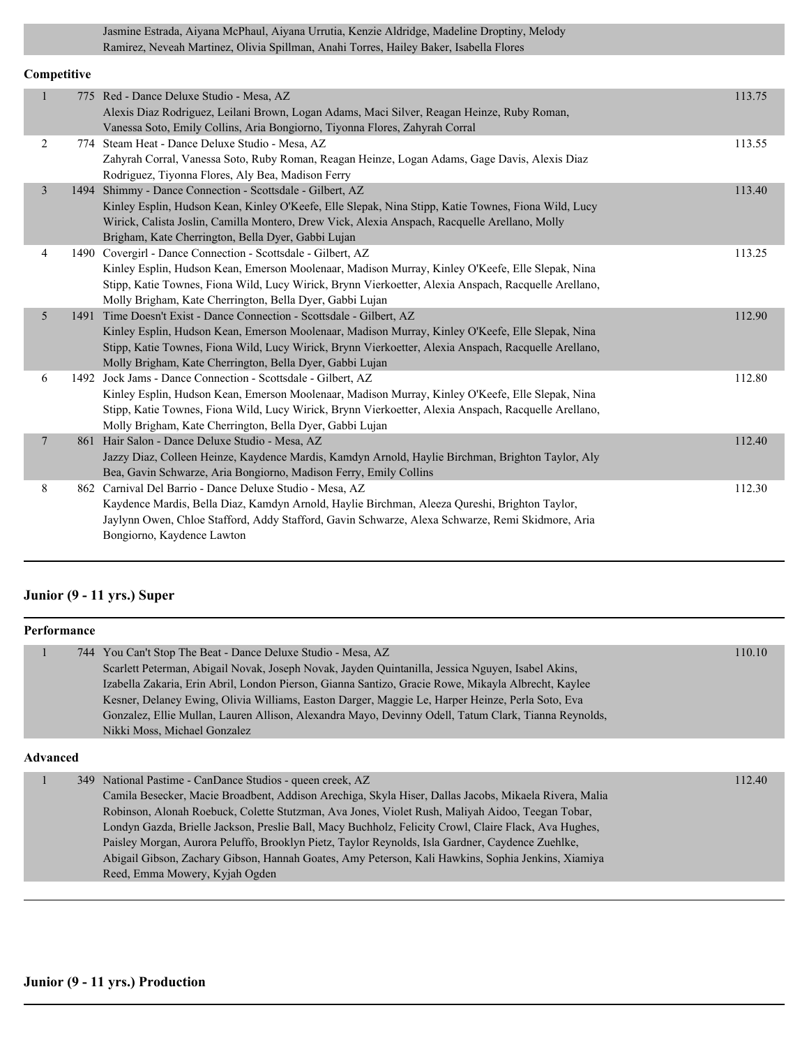| | | | |
|---|---|---|---|
| | | Jasmine Estrada, Aiyana McPhaul, Aiyana Urrutia, Kenzie Aldridge, Madeline Droptiny, Melody Ramirez, Neveah Martinez, Olivia Spillman, Anahi Torres, Hailey Baker, Isabella Flores | |

**Competitive**

| | | | |
|---|---|---|---|
| 1 | 775 | Red - Dance Deluxe Studio - Mesa, AZ<br>Alexis Diaz Rodriguez, Leilani Brown, Logan Adams, Maci Silver, Reagan Heinze, Ruby Roman, Vanessa Soto, Emily Collins, Aria Bongiorno, Tiyonna Flores, Zahyrah Corral | 113.75 |
| 2 | 774 | Steam Heat - Dance Deluxe Studio - Mesa, AZ<br>Zahyrah Corral, Vanessa Soto, Ruby Roman, Reagan Heinze, Logan Adams, Gage Davis, Alexis Diaz Rodriguez, Tiyonna Flores, Aly Bea, Madison Ferry | 113.55 |
| 3 | 1494 | Shimmy - Dance Connection - Scottsdale - Gilbert, AZ<br>Kinley Esplin, Hudson Kean, Kinley O'Keefe, Elle Slepak, Nina Stipp, Katie Townes, Fiona Wild, Lucy Wirick, Calista Joslin, Camilla Montero, Drew Vick, Alexia Anspach, Racquelle Arellano, Molly Brigham, Kate Cherrington, Bella Dyer, Gabbi Lujan | 113.40 |
| 4 | 1490 | Covergirl - Dance Connection - Scottsdale - Gilbert, AZ<br>Kinley Esplin, Hudson Kean, Emerson Moolenaar, Madison Murray, Kinley O'Keefe, Elle Slepak, Nina Stipp, Katie Townes, Fiona Wild, Lucy Wirick, Brynn Vierkoetter, Alexia Anspach, Racquelle Arellano, Molly Brigham, Kate Cherrington, Bella Dyer, Gabbi Lujan | 113.25 |
| 5 | 1491 | Time Doesn't Exist - Dance Connection - Scottsdale - Gilbert, AZ<br>Kinley Esplin, Hudson Kean, Emerson Moolenaar, Madison Murray, Kinley O'Keefe, Elle Slepak, Nina Stipp, Katie Townes, Fiona Wild, Lucy Wirick, Brynn Vierkoetter, Alexia Anspach, Racquelle Arellano, Molly Brigham, Kate Cherrington, Bella Dyer, Gabbi Lujan | 112.90 |
| 6 | 1492 | Jock Jams - Dance Connection - Scottsdale - Gilbert, AZ<br>Kinley Esplin, Hudson Kean, Emerson Moolenaar, Madison Murray, Kinley O'Keefe, Elle Slepak, Nina Stipp, Katie Townes, Fiona Wild, Lucy Wirick, Brynn Vierkoetter, Alexia Anspach, Racquelle Arellano, Molly Brigham, Kate Cherrington, Bella Dyer, Gabbi Lujan | 112.80 |
| 7 | 861 | Hair Salon - Dance Deluxe Studio - Mesa, AZ<br>Jazzy Diaz, Colleen Heinze, Kaydence Mardis, Kamdyn Arnold, Haylie Birchman, Brighton Taylor, Aly Bea, Gavin Schwarze, Aria Bongiorno, Madison Ferry, Emily Collins | 112.40 |
| 8 | 862 | Carnival Del Barrio - Dance Deluxe Studio - Mesa, AZ<br>Kaydence Mardis, Bella Diaz, Kamdyn Arnold, Haylie Birchman, Aleeza Qureshi, Brighton Taylor, Jaylynn Owen, Chloe Stafford, Addy Stafford, Gavin Schwarze, Alexa Schwarze, Remi Skidmore, Aria Bongiorno, Kaydence Lawton | 112.30 |

## Junior (9 - 11 yrs.) Super

**Performance**

| | | | |
|---|---|---|---|
| 1 | 744 | You Can't Stop The Beat - Dance Deluxe Studio - Mesa, AZ<br>Scarlett Peterman, Abigail Novak, Joseph Novak, Jayden Quintanilla, Jessica Nguyen, Isabel Akins, Izabella Zakaria, Erin Abril, London Pierson, Gianna Santizo, Gracie Rowe, Mikayla Albrecht, Kaylee Kesner, Delaney Ewing, Olivia Williams, Easton Darger, Maggie Le, Harper Heinze, Perla Soto, Eva Gonzalez, Ellie Mullan, Lauren Allison, Alexandra Mayo, Devinny Odell, Tatum Clark, Tianna Reynolds, Nikki Moss, Michael Gonzalez | 110.10 |

**Advanced**

| | | | |
|---|---|---|---|
| 1 | 349 | National Pastime - CanDance Studios - queen creek, AZ<br>Camila Besecker, Macie Broadbent, Addison Arechiga, Skyla Hiser, Dallas Jacobs, Mikaela Rivera, Malia Robinson, Alonah Roebuck, Colette Stutzman, Ava Jones, Violet Rush, Maliyah Aidoo, Teegan Tobar, Londyn Gazda, Brielle Jackson, Preslie Ball, Macy Buchholz, Felicity Crowl, Claire Flack, Ava Hughes, Paisley Morgan, Aurora Peluffo, Brooklyn Pietz, Taylor Reynolds, Isla Gardner, Caydence Zuehlke, Abigail Gibson, Zachary Gibson, Hannah Goates, Amy Peterson, Kali Hawkins, Sophia Jenkins, Xiamiya Reed, Emma Mowery, Kyjah Ogden | 112.40 |

## Junior (9 - 11 yrs.) Production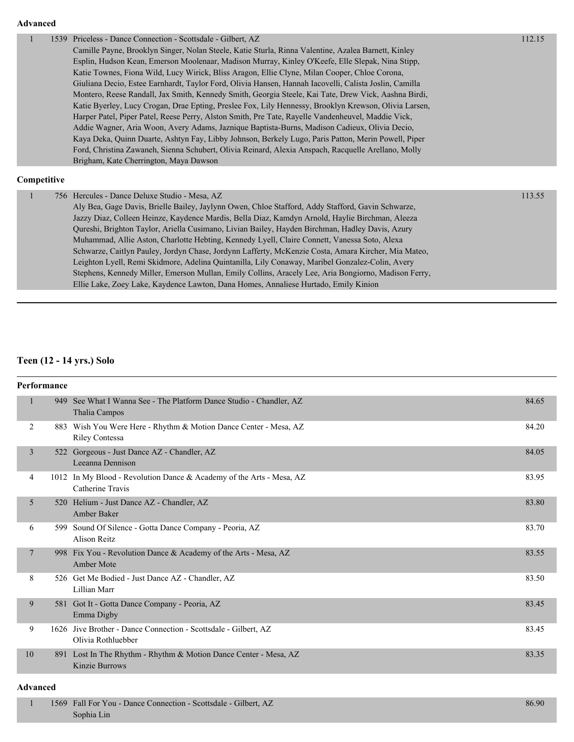**Advanced**

| Place | No. | Entry | Score |
|---|---|---|---|
| 1 | 1539 | Priceless - Dance Connection - Scottsdale - Gilbert, AZ<br>Camille Payne, Brooklyn Singer, Nolan Steele, Katie Sturla, Rinna Valentine, Azalea Barnett, Kinley Esplin, Hudson Kean, Emerson Moolenaar, Madison Murray, Kinley O'Keefe, Elle Slepak, Nina Stipp, Katie Townes, Fiona Wild, Lucy Wirick, Bliss Aragon, Ellie Clyne, Milan Cooper, Chloe Corona, Giuliana Decio, Estee Earnhardt, Taylor Ford, Olivia Hansen, Hannah Iacovelli, Calista Joslin, Camilla Montero, Reese Randall, Jax Smith, Kennedy Smith, Georgia Steele, Kai Tate, Drew Vick, Aashna Birdi, Katie Byerley, Lucy Crogan, Drae Epting, Preslee Fox, Lily Hennessy, Brooklyn Krewson, Olivia Larsen, Harper Patel, Piper Patel, Reese Perry, Alston Smith, Pre Tate, Rayelle Vandenheuvel, Maddie Vick, Addie Wagner, Aria Woon, Avery Adams, Jaznique Baptista-Burns, Madison Cadieux, Olivia Decio, Kaya Deka, Quinn Duarte, Ashtyn Fay, Libby Johnson, Berkely Lugo, Paris Patton, Merin Powell, Piper Ford, Christina Zawaneh, Sienna Schubert, Olivia Reinard, Alexia Anspach, Racquelle Arellano, Molly Brigham, Kate Cherrington, Maya Dawson | 112.15 |

**Competitive**

| Place | No. | Entry | Score |
|---|---|---|---|
| 1 | 756 | Hercules - Dance Deluxe Studio - Mesa, AZ<br>Aly Bea, Gage Davis, Brielle Bailey, Jaylynn Owen, Chloe Stafford, Addy Stafford, Gavin Schwarze, Jazzy Diaz, Colleen Heinze, Kaydence Mardis, Bella Diaz, Kamdyn Arnold, Haylie Birchman, Aleeza Qureshi, Brighton Taylor, Ariella Cusimano, Livian Bailey, Hayden Birchman, Hadley Davis, Azury Muhammad, Allie Aston, Charlotte Hebting, Kennedy Lyell, Claire Connett, Vanessa Soto, Alexa Schwarze, Caitlyn Pauley, Jordyn Chase, Jordynn Lafferty, McKenzie Costa, Amara Kircher, Mia Mateo, Leighton Lyell, Remi Skidmore, Adelina Quintanilla, Lily Conaway, Maribel Gonzalez-Colin, Avery Stephens, Kennedy Miller, Emerson Mullan, Emily Collins, Aracely Lee, Aria Bongiorno, Madison Ferry, Ellie Lake, Zoey Lake, Kaydence Lawton, Dana Homes, Annaliese Hurtado, Emily Kinion | 113.55 |

## Teen (12 - 14 yrs.) Solo

**Performance**

| Place | No. | Entry | Score |
|---|---|---|---|
| 1 | 949 | See What I Wanna See - The Platform Dance Studio - Chandler, AZ<br>Thalia Campos | 84.65 |
| 2 | 883 | Wish You Were Here - Rhythm & Motion Dance Center - Mesa, AZ<br>Riley Contessa | 84.20 |
| 3 | 522 | Gorgeous - Just Dance AZ - Chandler, AZ<br>Leeanna Dennison | 84.05 |
| 4 | 1012 | In My Blood - Revolution Dance & Academy of the Arts - Mesa, AZ<br>Catherine Travis | 83.95 |
| 5 | 520 | Helium - Just Dance AZ - Chandler, AZ<br>Amber Baker | 83.80 |
| 6 | 599 | Sound Of Silence - Gotta Dance Company - Peoria, AZ<br>Alison Reitz | 83.70 |
| 7 | 998 | Fix You - Revolution Dance & Academy of the Arts - Mesa, AZ<br>Amber Mote | 83.55 |
| 8 | 526 | Get Me Bodied - Just Dance AZ - Chandler, AZ<br>Lillian Marr | 83.50 |
| 9 | 581 | Got It - Gotta Dance Company - Peoria, AZ<br>Emma Digby | 83.45 |
| 9 | 1626 | Jive Brother - Dance Connection - Scottsdale - Gilbert, AZ<br>Olivia Rothluebber | 83.45 |
| 10 | 891 | Lost In The Rhythm - Rhythm & Motion Dance Center - Mesa, AZ<br>Kinzie Burrows | 83.35 |

**Advanced**

| Place | No. | Entry | Score |
|---|---|---|---|
| 1 | 1569 | Fall For You - Dance Connection - Scottsdale - Gilbert, AZ<br>Sophia Lin | 86.90 |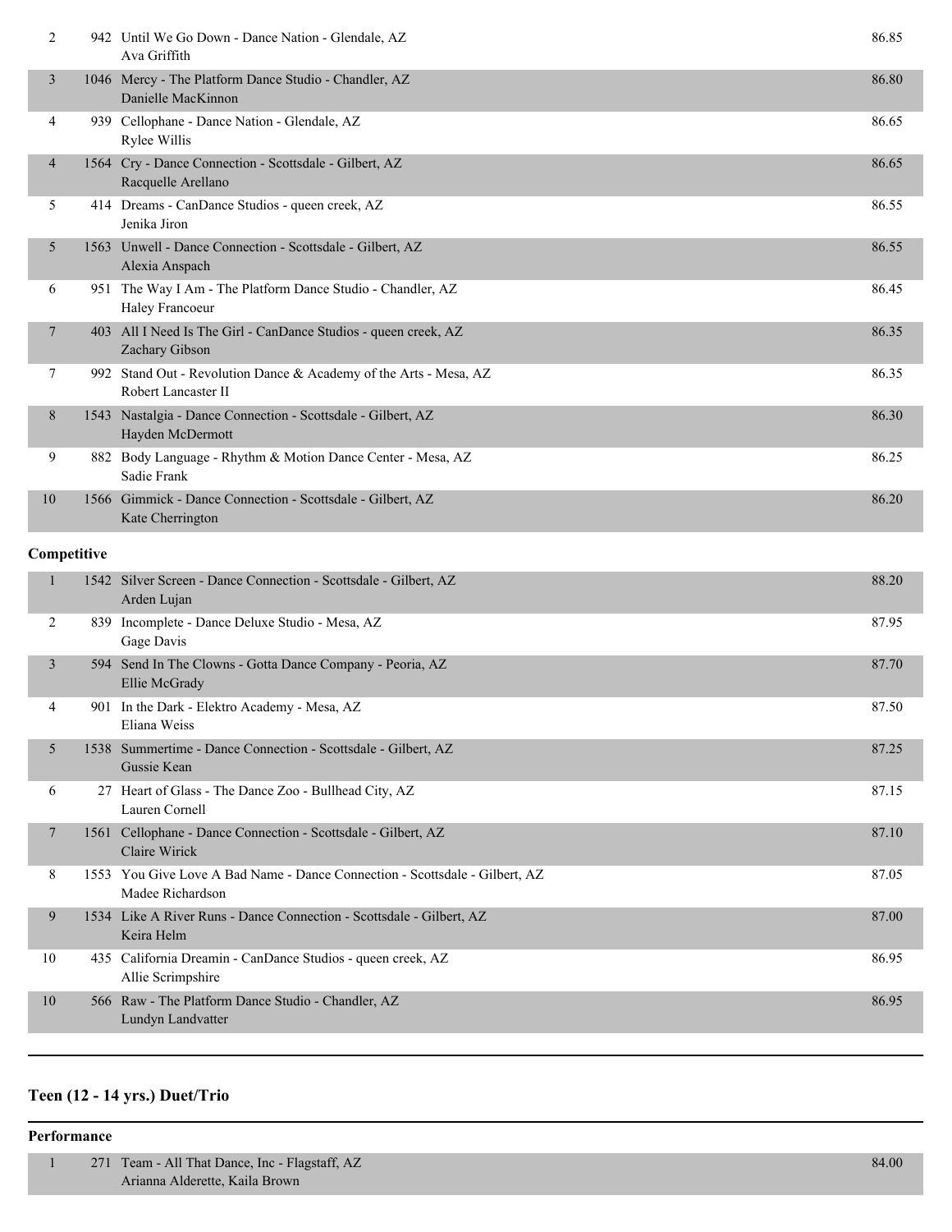| Place | No. | Routine | Score |
|---|---|---|---|
| 2 | 942 | Until We Go Down - Dance Nation - Glendale, AZ<br>Ava Griffith | 86.85 |
| 3 | 1046 | Mercy - The Platform Dance Studio - Chandler, AZ<br>Danielle MacKinnon | 86.80 |
| 4 | 939 | Cellophane - Dance Nation - Glendale, AZ<br>Rylee Willis | 86.65 |
| 4 | 1564 | Cry - Dance Connection - Scottsdale - Gilbert, AZ<br>Racquelle Arellano | 86.65 |
| 5 | 414 | Dreams - CanDance Studios - queen creek, AZ<br>Jenika Jiron | 86.55 |
| 5 | 1563 | Unwell - Dance Connection - Scottsdale - Gilbert, AZ<br>Alexia Anspach | 86.55 |
| 6 | 951 | The Way I Am - The Platform Dance Studio - Chandler, AZ<br>Haley Francoeur | 86.45 |
| 7 | 403 | All I Need Is The Girl - CanDance Studios - queen creek, AZ<br>Zachary Gibson | 86.35 |
| 7 | 992 | Stand Out - Revolution Dance & Academy of the Arts - Mesa, AZ<br>Robert Lancaster II | 86.35 |
| 8 | 1543 | Nastalgia - Dance Connection - Scottsdale - Gilbert, AZ<br>Hayden McDermott | 86.30 |
| 9 | 882 | Body Language - Rhythm & Motion Dance Center - Mesa, AZ<br>Sadie Frank | 86.25 |
| 10 | 1566 | Gimmick - Dance Connection - Scottsdale - Gilbert, AZ<br>Kate Cherrington | 86.20 |

**Competitive**

| Place | No. | Routine | Score |
|---|---|---|---|
| 1 | 1542 | Silver Screen - Dance Connection - Scottsdale - Gilbert, AZ<br>Arden Lujan | 88.20 |
| 2 | 839 | Incomplete - Dance Deluxe Studio - Mesa, AZ<br>Gage Davis | 87.95 |
| 3 | 594 | Send In The Clowns - Gotta Dance Company - Peoria, AZ<br>Ellie McGrady | 87.70 |
| 4 | 901 | In the Dark - Elektro Academy - Mesa, AZ<br>Eliana Weiss | 87.50 |
| 5 | 1538 | Summertime - Dance Connection - Scottsdale - Gilbert, AZ<br>Gussie Kean | 87.25 |
| 6 | 27 | Heart of Glass - The Dance Zoo - Bullhead City, AZ<br>Lauren Cornell | 87.15 |
| 7 | 1561 | Cellophane - Dance Connection - Scottsdale - Gilbert, AZ<br>Claire Wirick | 87.10 |
| 8 | 1553 | You Give Love A Bad Name - Dance Connection - Scottsdale - Gilbert, AZ<br>Madee Richardson | 87.05 |
| 9 | 1534 | Like A River Runs - Dance Connection - Scottsdale - Gilbert, AZ<br>Keira Helm | 87.00 |
| 10 | 435 | California Dreamin - CanDance Studios - queen creek, AZ<br>Allie Scrimpshire | 86.95 |
| 10 | 566 | Raw - The Platform Dance Studio - Chandler, AZ<br>Lundyn Landvatter | 86.95 |

## Teen (12 - 14 yrs.) Duet/Trio

**Performance**

| Place | No. | Routine | Score |
|---|---|---|---|
| 1 | 271 | Team - All That Dance, Inc - Flagstaff, AZ<br>Arianna Alderette, Kaila Brown | 84.00 |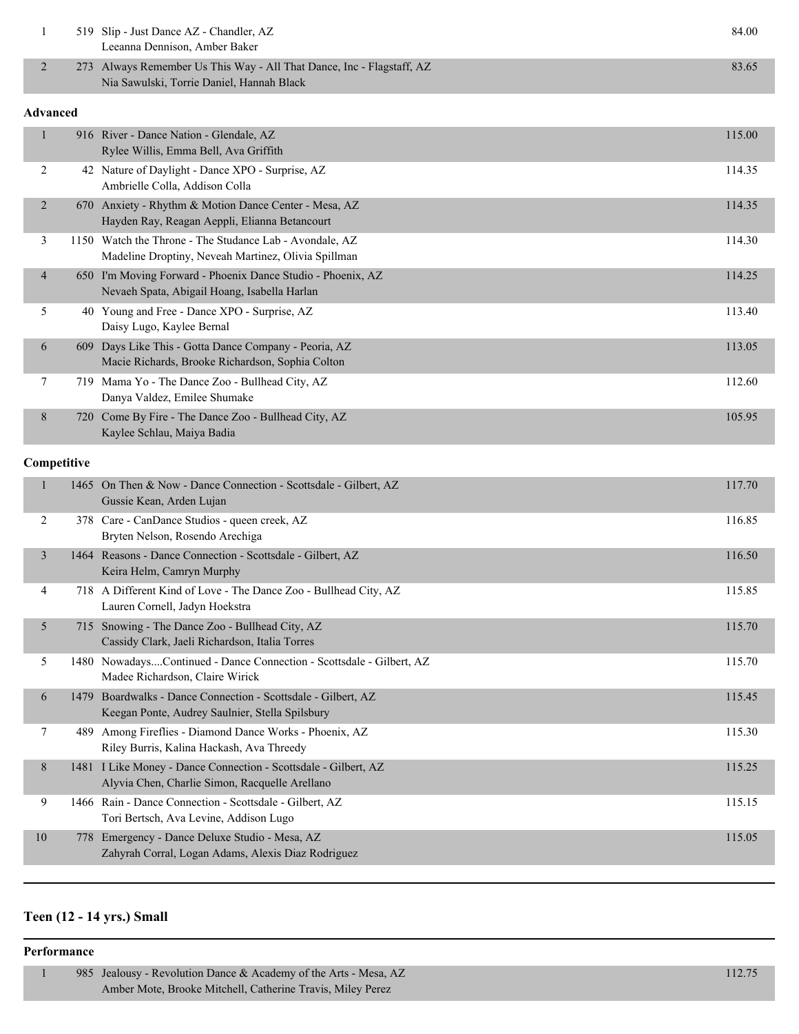| Place | No. | Routine / Studio / Dancers | Score |
|---|---|---|---|
| 1 | 519 | Slip - Just Dance AZ - Chandler, AZ<br>Leeanna Dennison, Amber Baker | 84.00 |
| 2 | 273 | Always Remember Us This Way - All That Dance, Inc - Flagstaff, AZ<br>Nia Sawulski, Torrie Daniel, Hannah Black | 83.65 |

**Advanced**

| Place | No. | Routine / Studio / Dancers | Score |
|---|---|---|---|
| 1 | 916 | River - Dance Nation - Glendale, AZ<br>Rylee Willis, Emma Bell, Ava Griffith | 115.00 |
| 2 | 42 | Nature of Daylight - Dance XPO - Surprise, AZ<br>Ambrielle Colla, Addison Colla | 114.35 |
| 2 | 670 | Anxiety - Rhythm & Motion Dance Center - Mesa, AZ<br>Hayden Ray, Reagan Aeppli, Elianna Betancourt | 114.35 |
| 3 | 1150 | Watch the Throne - The Studance Lab - Avondale, AZ<br>Madeline Droptiny, Neveah Martinez, Olivia Spillman | 114.30 |
| 4 | 650 | I'm Moving Forward - Phoenix Dance Studio - Phoenix, AZ<br>Nevaeh Spata, Abigail Hoang, Isabella Harlan | 114.25 |
| 5 | 40 | Young and Free - Dance XPO - Surprise, AZ<br>Daisy Lugo, Kaylee Bernal | 113.40 |
| 6 | 609 | Days Like This - Gotta Dance Company - Peoria, AZ<br>Macie Richards, Brooke Richardson, Sophia Colton | 113.05 |
| 7 | 719 | Mama Yo - The Dance Zoo - Bullhead City, AZ<br>Danya Valdez, Emilee Shumake | 112.60 |
| 8 | 720 | Come By Fire - The Dance Zoo - Bullhead City, AZ<br>Kaylee Schlau, Maiya Badia | 105.95 |

**Competitive**

| Place | No. | Routine / Studio / Dancers | Score |
|---|---|---|---|
| 1 | 1465 | On Then & Now - Dance Connection - Scottsdale - Gilbert, AZ<br>Gussie Kean, Arden Lujan | 117.70 |
| 2 | 378 | Care - CanDance Studios - queen creek, AZ<br>Bryten Nelson, Rosendo Arechiga | 116.85 |
| 3 | 1464 | Reasons - Dance Connection - Scottsdale - Gilbert, AZ<br>Keira Helm, Camryn Murphy | 116.50 |
| 4 | 718 | A Different Kind of Love - The Dance Zoo - Bullhead City, AZ<br>Lauren Cornell, Jadyn Hoekstra | 115.85 |
| 5 | 715 | Snowing - The Dance Zoo - Bullhead City, AZ<br>Cassidy Clark, Jaeli Richardson, Italia Torres | 115.70 |
| 5 | 1480 | Nowadays....Continued - Dance Connection - Scottsdale - Gilbert, AZ<br>Madee Richardson, Claire Wirick | 115.70 |
| 6 | 1479 | Boardwalks - Dance Connection - Scottsdale - Gilbert, AZ<br>Keegan Ponte, Audrey Saulnier, Stella Spilsbury | 115.45 |
| 7 | 489 | Among Fireflies - Diamond Dance Works - Phoenix, AZ<br>Riley Burris, Kalina Hackash, Ava Threedy | 115.30 |
| 8 | 1481 | I Like Money - Dance Connection - Scottsdale - Gilbert, AZ<br>Alyvia Chen, Charlie Simon, Racquelle Arellano | 115.25 |
| 9 | 1466 | Rain - Dance Connection - Scottsdale - Gilbert, AZ<br>Tori Bertsch, Ava Levine, Addison Lugo | 115.15 |
| 10 | 778 | Emergency - Dance Deluxe Studio - Mesa, AZ<br>Zahyrah Corral, Logan Adams, Alexis Diaz Rodriguez | 115.05 |

## Teen (12 - 14 yrs.) Small

**Performance**

| Place | No. | Routine / Studio / Dancers | Score |
|---|---|---|---|
| 1 | 985 | Jealousy - Revolution Dance & Academy of the Arts - Mesa, AZ<br>Amber Mote, Brooke Mitchell, Catherine Travis, Miley Perez | 112.75 |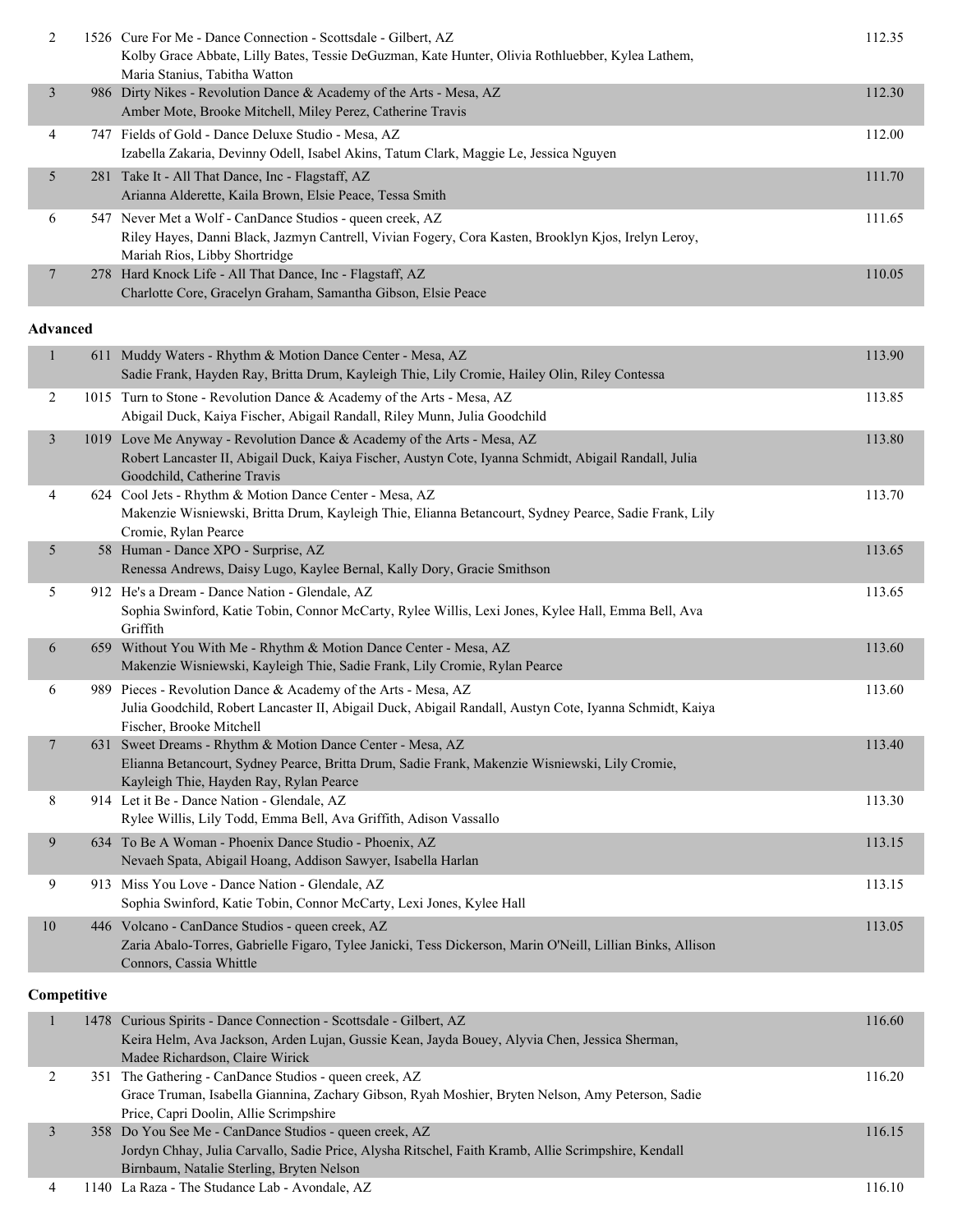| Place | No. | Routine | Score |
|---|---|---|---|
| 2 | 1526 | Cure For Me - Dance Connection - Scottsdale - Gilbert, AZ<br>Kolby Grace Abbate, Lilly Bates, Tessie DeGuzman, Kate Hunter, Olivia Rothluebber, Kylea Lathem, Maria Stanius, Tabitha Watton | 112.35 |
| 3 | 986 | Dirty Nikes - Revolution Dance & Academy of the Arts - Mesa, AZ<br>Amber Mote, Brooke Mitchell, Miley Perez, Catherine Travis | 112.30 |
| 4 | 747 | Fields of Gold - Dance Deluxe Studio - Mesa, AZ<br>Izabella Zakaria, Devinny Odell, Isabel Akins, Tatum Clark, Maggie Le, Jessica Nguyen | 112.00 |
| 5 | 281 | Take It - All That Dance, Inc - Flagstaff, AZ<br>Arianna Alderette, Kaila Brown, Elsie Peace, Tessa Smith | 111.70 |
| 6 | 547 | Never Met a Wolf - CanDance Studios - queen creek, AZ<br>Riley Hayes, Danni Black, Jazmyn Cantrell, Vivian Fogery, Cora Kasten, Brooklyn Kjos, Irelyn Leroy, Mariah Rios, Libby Shortridge | 111.65 |
| 7 | 278 | Hard Knock Life - All That Dance, Inc - Flagstaff, AZ<br>Charlotte Core, Gracelyn Graham, Samantha Gibson, Elsie Peace | 110.05 |

**Advanced**

| Place | No. | Routine | Score |
|---|---|---|---|
| 1 | 611 | Muddy Waters - Rhythm & Motion Dance Center - Mesa, AZ<br>Sadie Frank, Hayden Ray, Britta Drum, Kayleigh Thie, Lily Cromie, Hailey Olin, Riley Contessa | 113.90 |
| 2 | 1015 | Turn to Stone - Revolution Dance & Academy of the Arts - Mesa, AZ<br>Abigail Duck, Kaiya Fischer, Abigail Randall, Riley Munn, Julia Goodchild | 113.85 |
| 3 | 1019 | Love Me Anyway - Revolution Dance & Academy of the Arts - Mesa, AZ<br>Robert Lancaster II, Abigail Duck, Kaiya Fischer, Austyn Cote, Iyanna Schmidt, Abigail Randall, Julia Goodchild, Catherine Travis | 113.80 |
| 4 | 624 | Cool Jets - Rhythm & Motion Dance Center - Mesa, AZ<br>Makenzie Wisniewski, Britta Drum, Kayleigh Thie, Elianna Betancourt, Sydney Pearce, Sadie Frank, Lily Cromie, Rylan Pearce | 113.70 |
| 5 | 58 | Human - Dance XPO - Surprise, AZ<br>Renessa Andrews, Daisy Lugo, Kaylee Bernal, Kally Dory, Gracie Smithson | 113.65 |
| 5 | 912 | He's a Dream - Dance Nation - Glendale, AZ<br>Sophia Swinford, Katie Tobin, Connor McCarty, Rylee Willis, Lexi Jones, Kylee Hall, Emma Bell, Ava Griffith | 113.65 |
| 6 | 659 | Without You With Me - Rhythm & Motion Dance Center - Mesa, AZ<br>Makenzie Wisniewski, Kayleigh Thie, Sadie Frank, Lily Cromie, Rylan Pearce | 113.60 |
| 6 | 989 | Pieces - Revolution Dance & Academy of the Arts - Mesa, AZ<br>Julia Goodchild, Robert Lancaster II, Abigail Duck, Abigail Randall, Austyn Cote, Iyanna Schmidt, Kaiya Fischer, Brooke Mitchell | 113.60 |
| 7 | 631 | Sweet Dreams - Rhythm & Motion Dance Center - Mesa, AZ<br>Elianna Betancourt, Sydney Pearce, Britta Drum, Sadie Frank, Makenzie Wisniewski, Lily Cromie, Kayleigh Thie, Hayden Ray, Rylan Pearce | 113.40 |
| 8 | 914 | Let it Be - Dance Nation - Glendale, AZ<br>Rylee Willis, Lily Todd, Emma Bell, Ava Griffith, Adison Vassallo | 113.30 |
| 9 | 634 | To Be A Woman - Phoenix Dance Studio - Phoenix, AZ<br>Nevaeh Spata, Abigail Hoang, Addison Sawyer, Isabella Harlan | 113.15 |
| 9 | 913 | Miss You Love - Dance Nation - Glendale, AZ<br>Sophia Swinford, Katie Tobin, Connor McCarty, Lexi Jones, Kylee Hall | 113.15 |
| 10 | 446 | Volcano - CanDance Studios - queen creek, AZ<br>Zaria Abalo-Torres, Gabrielle Figaro, Tylee Janicki, Tess Dickerson, Marin O'Neill, Lillian Binks, Allison Connors, Cassia Whittle | 113.05 |

**Competitive**

| Place | No. | Routine | Score |
|---|---|---|---|
| 1 | 1478 | Curious Spirits - Dance Connection - Scottsdale - Gilbert, AZ<br>Keira Helm, Ava Jackson, Arden Lujan, Gussie Kean, Jayda Bouey, Alyvia Chen, Jessica Sherman, Madee Richardson, Claire Wirick | 116.60 |
| 2 | 351 | The Gathering - CanDance Studios - queen creek, AZ<br>Grace Truman, Isabella Giannina, Zachary Gibson, Ryah Moshier, Bryten Nelson, Amy Peterson, Sadie Price, Capri Doolin, Allie Scrimpshire | 116.20 |
| 3 | 358 | Do You See Me - CanDance Studios - queen creek, AZ<br>Jordyn Chhay, Julia Carvallo, Sadie Price, Alysha Ritschel, Faith Kramb, Allie Scrimpshire, Kendall Birnbaum, Natalie Sterling, Bryten Nelson | 116.15 |
| 4 | 1140 | La Raza - The Studance Lab - Avondale, AZ | 116.10 |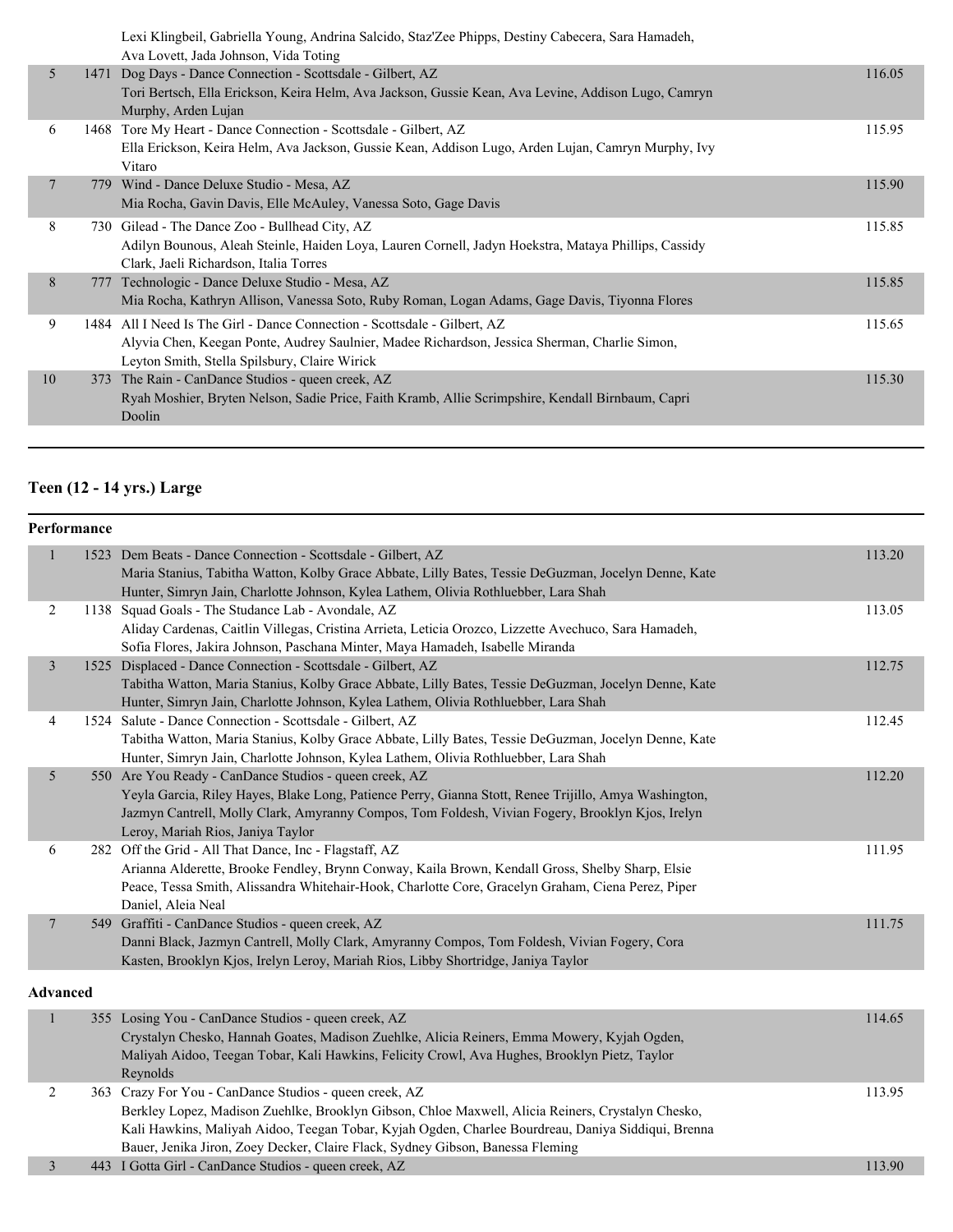| | | | |
|---|---|---|---|
| | | Lexi Klingbeil, Gabriella Young, Andrina Salcido, Staz'Zee Phipps, Destiny Cabecera, Sara Hamadeh, Ava Lovett, Jada Johnson, Vida Toting | |
| 5 | 1471 | Dog Days - Dance Connection - Scottsdale - Gilbert, AZ<br>Tori Bertsch, Ella Erickson, Keira Helm, Ava Jackson, Gussie Kean, Ava Levine, Addison Lugo, Camryn Murphy, Arden Lujan | 116.05 |
| 6 | 1468 | Tore My Heart - Dance Connection - Scottsdale - Gilbert, AZ<br>Ella Erickson, Keira Helm, Ava Jackson, Gussie Kean, Addison Lugo, Arden Lujan, Camryn Murphy, Ivy Vitaro | 115.95 |
| 7 | 779 | Wind - Dance Deluxe Studio - Mesa, AZ<br>Mia Rocha, Gavin Davis, Elle McAuley, Vanessa Soto, Gage Davis | 115.90 |
| 8 | 730 | Gilead - The Dance Zoo - Bullhead City, AZ<br>Adilyn Bounous, Aleah Steinle, Haiden Loya, Lauren Cornell, Jadyn Hoekstra, Mataya Phillips, Cassidy Clark, Jaeli Richardson, Italia Torres | 115.85 |
| 8 | 777 | Technologic - Dance Deluxe Studio - Mesa, AZ<br>Mia Rocha, Kathryn Allison, Vanessa Soto, Ruby Roman, Logan Adams, Gage Davis, Tiyonna Flores | 115.85 |
| 9 | 1484 | All I Need Is The Girl - Dance Connection - Scottsdale - Gilbert, AZ<br>Alyvia Chen, Keegan Ponte, Audrey Saulnier, Madee Richardson, Jessica Sherman, Charlie Simon, Leyton Smith, Stella Spilsbury, Claire Wirick | 115.65 |
| 10 | 373 | The Rain - CanDance Studios - queen creek, AZ<br>Ryah Moshier, Bryten Nelson, Sadie Price, Faith Kramb, Allie Scrimpshire, Kendall Birnbaum, Capri Doolin | 115.30 |

## Teen (12 - 14 yrs.) Large

### Performance

| | | | |
|---|---|---|---|
| 1 | 1523 | Dem Beats - Dance Connection - Scottsdale - Gilbert, AZ<br>Maria Stanius, Tabitha Watton, Kolby Grace Abbate, Lilly Bates, Tessie DeGuzman, Jocelyn Denne, Kate Hunter, Simryn Jain, Charlotte Johnson, Kylea Lathem, Olivia Rothluebber, Lara Shah | 113.20 |
| 2 | 1138 | Squad Goals - The Studance Lab - Avondale, AZ<br>Aliday Cardenas, Caitlin Villegas, Cristina Arrieta, Leticia Orozco, Lizzette Avechuco, Sara Hamadeh, Sofia Flores, Jakira Johnson, Paschana Minter, Maya Hamadeh, Isabelle Miranda | 113.05 |
| 3 | 1525 | Displaced - Dance Connection - Scottsdale - Gilbert, AZ<br>Tabitha Watton, Maria Stanius, Kolby Grace Abbate, Lilly Bates, Tessie DeGuzman, Jocelyn Denne, Kate Hunter, Simryn Jain, Charlotte Johnson, Kylea Lathem, Olivia Rothluebber, Lara Shah | 112.75 |
| 4 | 1524 | Salute - Dance Connection - Scottsdale - Gilbert, AZ<br>Tabitha Watton, Maria Stanius, Kolby Grace Abbate, Lilly Bates, Tessie DeGuzman, Jocelyn Denne, Kate Hunter, Simryn Jain, Charlotte Johnson, Kylea Lathem, Olivia Rothluebber, Lara Shah | 112.45 |
| 5 | 550 | Are You Ready - CanDance Studios - queen creek, AZ<br>Yeyla Garcia, Riley Hayes, Blake Long, Patience Perry, Gianna Stott, Renee Trijillo, Amya Washington, Jazmyn Cantrell, Molly Clark, Amyranny Compos, Tom Foldesh, Vivian Fogery, Brooklyn Kjos, Irelyn Leroy, Mariah Rios, Janiya Taylor | 112.20 |
| 6 | 282 | Off the Grid - All That Dance, Inc - Flagstaff, AZ<br>Arianna Alderette, Brooke Fendley, Brynn Conway, Kaila Brown, Kendall Gross, Shelby Sharp, Elsie Peace, Tessa Smith, Alissandra Whitehair-Hook, Charlotte Core, Gracelyn Graham, Ciena Perez, Piper Daniel, Aleia Neal | 111.95 |
| 7 | 549 | Graffiti - CanDance Studios - queen creek, AZ<br>Danni Black, Jazmyn Cantrell, Molly Clark, Amyranny Compos, Tom Foldesh, Vivian Fogery, Cora Kasten, Brooklyn Kjos, Irelyn Leroy, Mariah Rios, Libby Shortridge, Janiya Taylor | 111.75 |

### Advanced

| | | | |
|---|---|---|---|
| 1 | 355 | Losing You - CanDance Studios - queen creek, AZ<br>Crystalyn Chesko, Hannah Goates, Madison Zuehlke, Alicia Reiners, Emma Mowery, Kyjah Ogden, Maliyah Aidoo, Teegan Tobar, Kali Hawkins, Felicity Crowl, Ava Hughes, Brooklyn Pietz, Taylor Reynolds | 114.65 |
| 2 | 363 | Crazy For You - CanDance Studios - queen creek, AZ<br>Berkley Lopez, Madison Zuehlke, Brooklyn Gibson, Chloe Maxwell, Alicia Reiners, Crystalyn Chesko, Kali Hawkins, Maliyah Aidoo, Teegan Tobar, Kyjah Ogden, Charlee Bourdreau, Daniya Siddiqui, Brenna Bauer, Jenika Jiron, Zoey Decker, Claire Flack, Sydney Gibson, Banessa Fleming | 113.95 |
| 3 | 443 | I Gotta Girl - CanDance Studios - queen creek, AZ | 113.90 |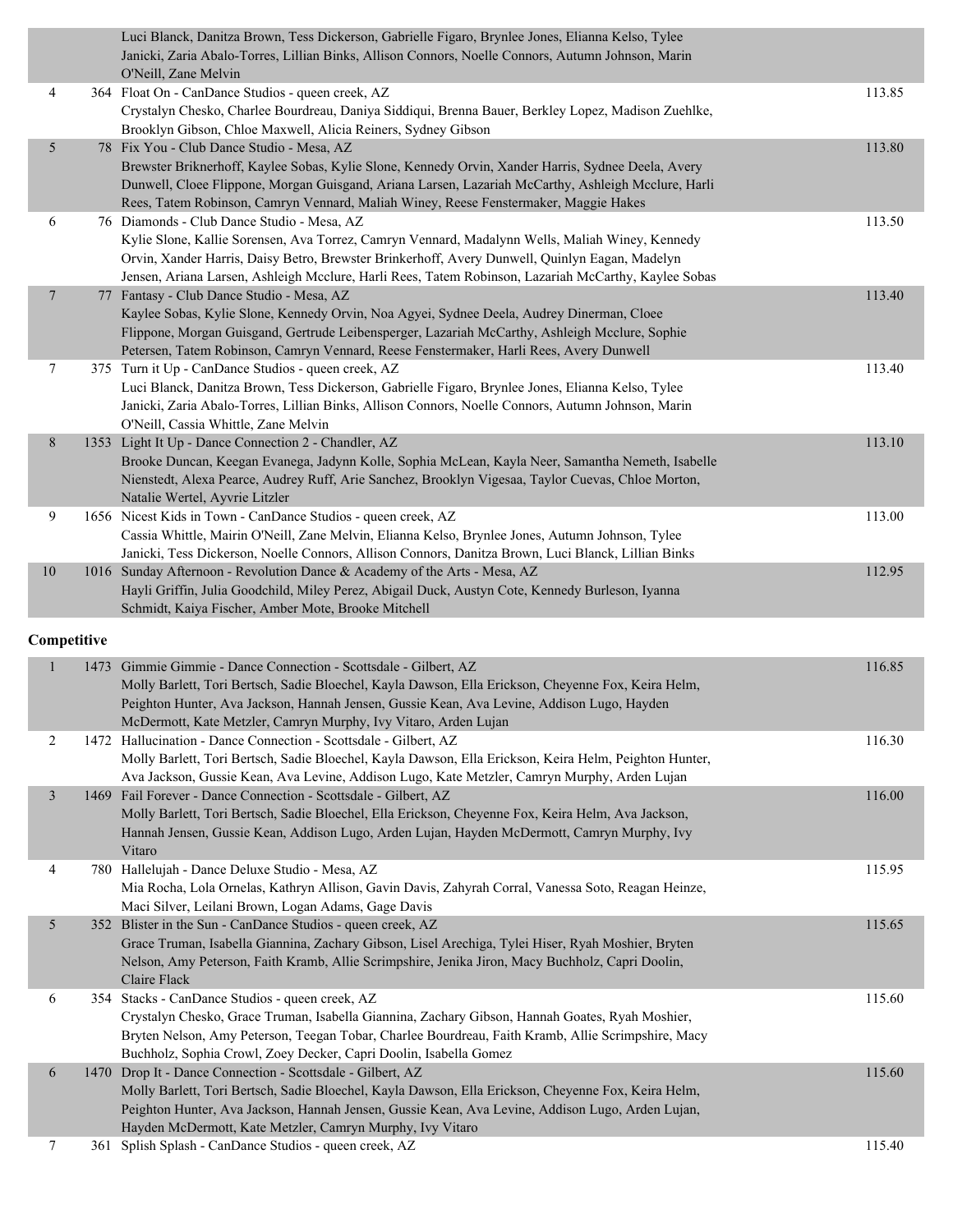| Place | No. | Routine / Studio / Dancers | Score |
|---|---|---|---|
| | | Luci Blanck, Danitza Brown, Tess Dickerson, Gabrielle Figaro, Brynlee Jones, Elianna Kelso, Tylee Janicki, Zaria Abalo-Torres, Lillian Binks, Allison Connors, Noelle Connors, Autumn Johnson, Marin O'Neill, Zane Melvin | |
| 4 | 364 | Float On - CanDance Studios - queen creek, AZ<br>Crystalyn Chesko, Charlee Bourdreau, Daniya Siddiqui, Brenna Bauer, Berkley Lopez, Madison Zuehlke, Brooklyn Gibson, Chloe Maxwell, Alicia Reiners, Sydney Gibson | 113.85 |
| 5 | 78 | Fix You - Club Dance Studio - Mesa, AZ<br>Brewster Briknerhoff, Kaylee Sobas, Kylie Slone, Kennedy Orvin, Xander Harris, Sydnee Deela, Avery Dunwell, Cloee Flippone, Morgan Guisgand, Ariana Larsen, Lazariah McCarthy, Ashleigh Mcclure, Harli Rees, Tatem Robinson, Camryn Vennard, Maliah Winey, Reese Fenstermaker, Maggie Hakes | 113.80 |
| 6 | 76 | Diamonds - Club Dance Studio - Mesa, AZ<br>Kylie Slone, Kallie Sorensen, Ava Torrez, Camryn Vennard, Madalynn Wells, Maliah Winey, Kennedy Orvin, Xander Harris, Daisy Betro, Brewster Brinkerhoff, Avery Dunwell, Quinlyn Eagan, Madelyn Jensen, Ariana Larsen, Ashleigh Mcclure, Harli Rees, Tatem Robinson, Lazariah McCarthy, Kaylee Sobas | 113.50 |
| 7 | 77 | Fantasy - Club Dance Studio - Mesa, AZ<br>Kaylee Sobas, Kylie Slone, Kennedy Orvin, Noa Agyei, Sydnee Deela, Audrey Dinerman, Cloee Flippone, Morgan Guisgand, Gertrude Leibensperger, Lazariah McCarthy, Ashleigh Mcclure, Sophie Petersen, Tatem Robinson, Camryn Vennard, Reese Fenstermaker, Harli Rees, Avery Dunwell | 113.40 |
| 7 | 375 | Turn it Up - CanDance Studios - queen creek, AZ<br>Luci Blanck, Danitza Brown, Tess Dickerson, Gabrielle Figaro, Brynlee Jones, Elianna Kelso, Tylee Janicki, Zaria Abalo-Torres, Lillian Binks, Allison Connors, Noelle Connors, Autumn Johnson, Marin O'Neill, Cassia Whittle, Zane Melvin | 113.40 |
| 8 | 1353 | Light It Up - Dance Connection 2 - Chandler, AZ<br>Brooke Duncan, Keegan Evanega, Jadynn Kolle, Sophia McLean, Kayla Neer, Samantha Nemeth, Isabelle Nienstedt, Alexa Pearce, Audrey Ruff, Arie Sanchez, Brooklyn Vigesaa, Taylor Cuevas, Chloe Morton, Natalie Wertel, Ayvrie Litzler | 113.10 |
| 9 | 1656 | Nicest Kids in Town - CanDance Studios - queen creek, AZ<br>Cassia Whittle, Mairin O'Neill, Zane Melvin, Elianna Kelso, Brynlee Jones, Autumn Johnson, Tylee Janicki, Tess Dickerson, Noelle Connors, Allison Connors, Danitza Brown, Luci Blanck, Lillian Binks | 113.00 |
| 10 | 1016 | Sunday Afternoon - Revolution Dance & Academy of the Arts - Mesa, AZ<br>Hayli Griffin, Julia Goodchild, Miley Perez, Abigail Duck, Austyn Cote, Kennedy Burleson, Iyanna Schmidt, Kaiya Fischer, Amber Mote, Brooke Mitchell | 112.95 |

**Competitive**

| Place | No. | Routine / Studio / Dancers | Score |
|---|---|---|---|
| 1 | 1473 | Gimmie Gimmie - Dance Connection - Scottsdale - Gilbert, AZ<br>Molly Barlett, Tori Bertsch, Sadie Bloechel, Kayla Dawson, Ella Erickson, Cheyenne Fox, Keira Helm, Peighton Hunter, Ava Jackson, Hannah Jensen, Gussie Kean, Ava Levine, Addison Lugo, Hayden McDermott, Kate Metzler, Camryn Murphy, Ivy Vitaro, Arden Lujan | 116.85 |
| 2 | 1472 | Hallucination - Dance Connection - Scottsdale - Gilbert, AZ<br>Molly Barlett, Tori Bertsch, Sadie Bloechel, Kayla Dawson, Ella Erickson, Keira Helm, Peighton Hunter, Ava Jackson, Gussie Kean, Ava Levine, Addison Lugo, Kate Metzler, Camryn Murphy, Arden Lujan | 116.30 |
| 3 | 1469 | Fail Forever - Dance Connection - Scottsdale - Gilbert, AZ<br>Molly Barlett, Tori Bertsch, Sadie Bloechel, Ella Erickson, Cheyenne Fox, Keira Helm, Ava Jackson, Hannah Jensen, Gussie Kean, Addison Lugo, Arden Lujan, Hayden McDermott, Camryn Murphy, Ivy Vitaro | 116.00 |
| 4 | 780 | Hallelujah - Dance Deluxe Studio - Mesa, AZ<br>Mia Rocha, Lola Ornelas, Kathryn Allison, Gavin Davis, Zahyrah Corral, Vanessa Soto, Reagan Heinze, Maci Silver, Leilani Brown, Logan Adams, Gage Davis | 115.95 |
| 5 | 352 | Blister in the Sun - CanDance Studios - queen creek, AZ<br>Grace Truman, Isabella Giannina, Zachary Gibson, Lisel Arechiga, Tylei Hiser, Ryah Moshier, Bryten Nelson, Amy Peterson, Faith Kramb, Allie Scrimpshire, Jenika Jiron, Macy Buchholz, Capri Doolin, Claire Flack | 115.65 |
| 6 | 354 | Stacks - CanDance Studios - queen creek, AZ<br>Crystalyn Chesko, Grace Truman, Isabella Giannina, Zachary Gibson, Hannah Goates, Ryah Moshier, Bryten Nelson, Amy Peterson, Teegan Tobar, Charlee Bourdreau, Faith Kramb, Allie Scrimpshire, Macy Buchholz, Sophia Crowl, Zoey Decker, Capri Doolin, Isabella Gomez | 115.60 |
| 6 | 1470 | Drop It - Dance Connection - Scottsdale - Gilbert, AZ<br>Molly Barlett, Tori Bertsch, Sadie Bloechel, Kayla Dawson, Ella Erickson, Cheyenne Fox, Keira Helm, Peighton Hunter, Ava Jackson, Hannah Jensen, Gussie Kean, Ava Levine, Addison Lugo, Arden Lujan, Hayden McDermott, Kate Metzler, Camryn Murphy, Ivy Vitaro | 115.60 |
| 7 | 361 | Splish Splash - CanDance Studios - queen creek, AZ | 115.40 |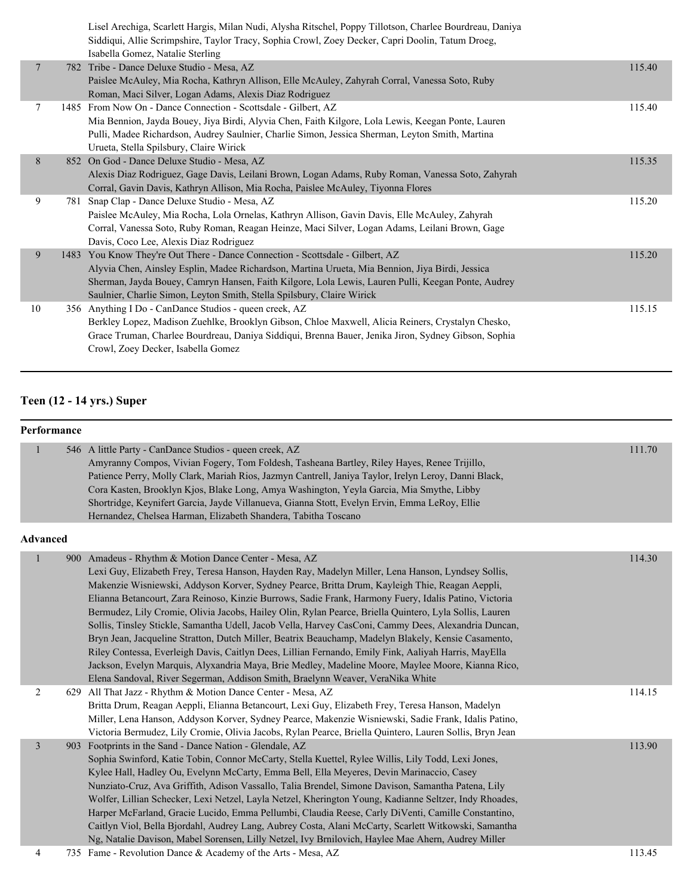| Place | # | Routine / Studio / Dancers | Score |
|---|---|---|---|
| | | Lisel Arechiga, Scarlett Hargis, Milan Nudi, Alysha Ritschel, Poppy Tillotson, Charlee Bourdreau, Daniya Siddiqui, Allie Scrimpshire, Taylor Tracy, Sophia Crowl, Zoey Decker, Capri Doolin, Tatum Droeg, Isabella Gomez, Natalie Sterling | |
| 7 | 782 | Tribe - Dance Deluxe Studio - Mesa, AZ<br>Paislee McAuley, Mia Rocha, Kathryn Allison, Elle McAuley, Zahyrah Corral, Vanessa Soto, Ruby Roman, Maci Silver, Logan Adams, Alexis Diaz Rodriguez | 115.40 |
| 7 | 1485 | From Now On - Dance Connection - Scottsdale - Gilbert, AZ<br>Mia Bennion, Jayda Bouey, Jiya Birdi, Alyvia Chen, Faith Kilgore, Lola Lewis, Keegan Ponte, Lauren Pulli, Madee Richardson, Audrey Saulnier, Charlie Simon, Jessica Sherman, Leyton Smith, Martina Urueta, Stella Spilsbury, Claire Wirick | 115.40 |
| 8 | 852 | On God - Dance Deluxe Studio - Mesa, AZ<br>Alexis Diaz Rodriguez, Gage Davis, Leilani Brown, Logan Adams, Ruby Roman, Vanessa Soto, Zahyrah Corral, Gavin Davis, Kathryn Allison, Mia Rocha, Paislee McAuley, Tiyonna Flores | 115.35 |
| 9 | 781 | Snap Clap - Dance Deluxe Studio - Mesa, AZ<br>Paislee McAuley, Mia Rocha, Lola Ornelas, Kathryn Allison, Gavin Davis, Elle McAuley, Zahyrah Corral, Vanessa Soto, Ruby Roman, Reagan Heinze, Maci Silver, Logan Adams, Leilani Brown, Gage Davis, Coco Lee, Alexis Diaz Rodriguez | 115.20 |
| 9 | 1483 | You Know They're Out There - Dance Connection - Scottsdale - Gilbert, AZ<br>Alyvia Chen, Ainsley Esplin, Madee Richardson, Martina Urueta, Mia Bennion, Jiya Birdi, Jessica Sherman, Jayda Bouey, Camryn Hansen, Faith Kilgore, Lola Lewis, Lauren Pulli, Keegan Ponte, Audrey Saulnier, Charlie Simon, Leyton Smith, Stella Spilsbury, Claire Wirick | 115.20 |
| 10 | 356 | Anything I Do - CanDance Studios - queen creek, AZ<br>Berkley Lopez, Madison Zuehlke, Brooklyn Gibson, Chloe Maxwell, Alicia Reiners, Crystalyn Chesko, Grace Truman, Charlee Bourdreau, Daniya Siddiqui, Brenna Bauer, Jenika Jiron, Sydney Gibson, Sophia Crowl, Zoey Decker, Isabella Gomez | 115.15 |

## Teen (12 - 14 yrs.) Super

### Performance

| Place | # | Routine / Studio / Dancers | Score |
|---|---|---|---|
| 1 | 546 | A little Party - CanDance Studios - queen creek, AZ<br>Amyranny Compos, Vivian Fogery, Tom Foldesh, Tasheana Bartley, Riley Hayes, Renee Trijillo, Patience Perry, Molly Clark, Mariah Rios, Jazmyn Cantrell, Janiya Taylor, Irelyn Leroy, Danni Black, Cora Kasten, Brooklyn Kjos, Blake Long, Amya Washington, Yeyla Garcia, Mia Smythe, Libby Shortridge, Keynifert Garcia, Jayde Villanueva, Gianna Stott, Evelyn Ervin, Emma LeRoy, Ellie Hernandez, Chelsea Harman, Elizabeth Shandera, Tabitha Toscano | 111.70 |

### Advanced

| Place | # | Routine / Studio / Dancers | Score |
|---|---|---|---|
| 1 | 900 | Amadeus - Rhythm & Motion Dance Center - Mesa, AZ<br>Lexi Guy, Elizabeth Frey, Teresa Hanson, Hayden Ray, Madelyn Miller, Lena Hanson, Lyndsey Sollis, Makenzie Wisniewski, Addyson Korver, Sydney Pearce, Britta Drum, Kayleigh Thie, Reagan Aeppli, Elianna Betancourt, Zara Reinoso, Kinzie Burrows, Sadie Frank, Harmony Fuery, Idalis Patino, Victoria Bermudez, Lily Cromie, Olivia Jacobs, Hailey Olin, Rylan Pearce, Briella Quintero, Lyla Sollis, Lauren Sollis, Tinsley Stickle, Samantha Udell, Jacob Vella, Harvey CasConi, Cammy Dees, Alexandria Duncan, Bryn Jean, Jacqueline Stratton, Dutch Miller, Beatrix Beauchamp, Madelyn Blakely, Kensie Casamento, Riley Contessa, Everleigh Davis, Caitlyn Dees, Lillian Fernando, Emily Fink, Aaliyah Harris, MayElla Jackson, Evelyn Marquis, Alyxandria Maya, Brie Medley, Madeline Moore, Maylee Moore, Kianna Rico, Elena Sandoval, River Segerman, Addison Smith, Braelynn Weaver, VeraNika White | 114.30 |
| 2 | 629 | All That Jazz - Rhythm & Motion Dance Center - Mesa, AZ<br>Britta Drum, Reagan Aeppli, Elianna Betancourt, Lexi Guy, Elizabeth Frey, Teresa Hanson, Madelyn Miller, Lena Hanson, Addyson Korver, Sydney Pearce, Makenzie Wisniewski, Sadie Frank, Idalis Patino, Victoria Bermudez, Lily Cromie, Olivia Jacobs, Rylan Pearce, Briella Quintero, Lauren Sollis, Bryn Jean | 114.15 |
| 3 | 903 | Footprints in the Sand - Dance Nation - Glendale, AZ<br>Sophia Swinford, Katie Tobin, Connor McCarty, Stella Kuettel, Rylee Willis, Lily Todd, Lexi Jones, Kylee Hall, Hadley Ou, Evelynn McCarty, Emma Bell, Ella Meyeres, Devin Marinaccio, Casey Nunziato-Cruz, Ava Griffith, Adison Vassallo, Talia Brendel, Simone Davison, Samantha Patena, Lily Wolfer, Lillian Schecker, Lexi Netzel, Layla Netzel, Kherington Young, Kadianne Seltzer, Indy Rhoades, Harper McFarland, Gracie Lucido, Emma Pellumbi, Claudia Reese, Carly DiVenti, Camille Constantino, Caitlyn Viol, Bella Bjordahl, Audrey Lang, Aubrey Costa, Alani McCarty, Scarlett Witkowski, Samantha Ng, Natalie Davison, Mabel Sorensen, Lilly Netzel, Ivy Brnilovich, Haylee Mae Ahern, Audrey Miller | 113.90 |
| 4 | 735 | Fame - Revolution Dance & Academy of the Arts - Mesa, AZ | 113.45 |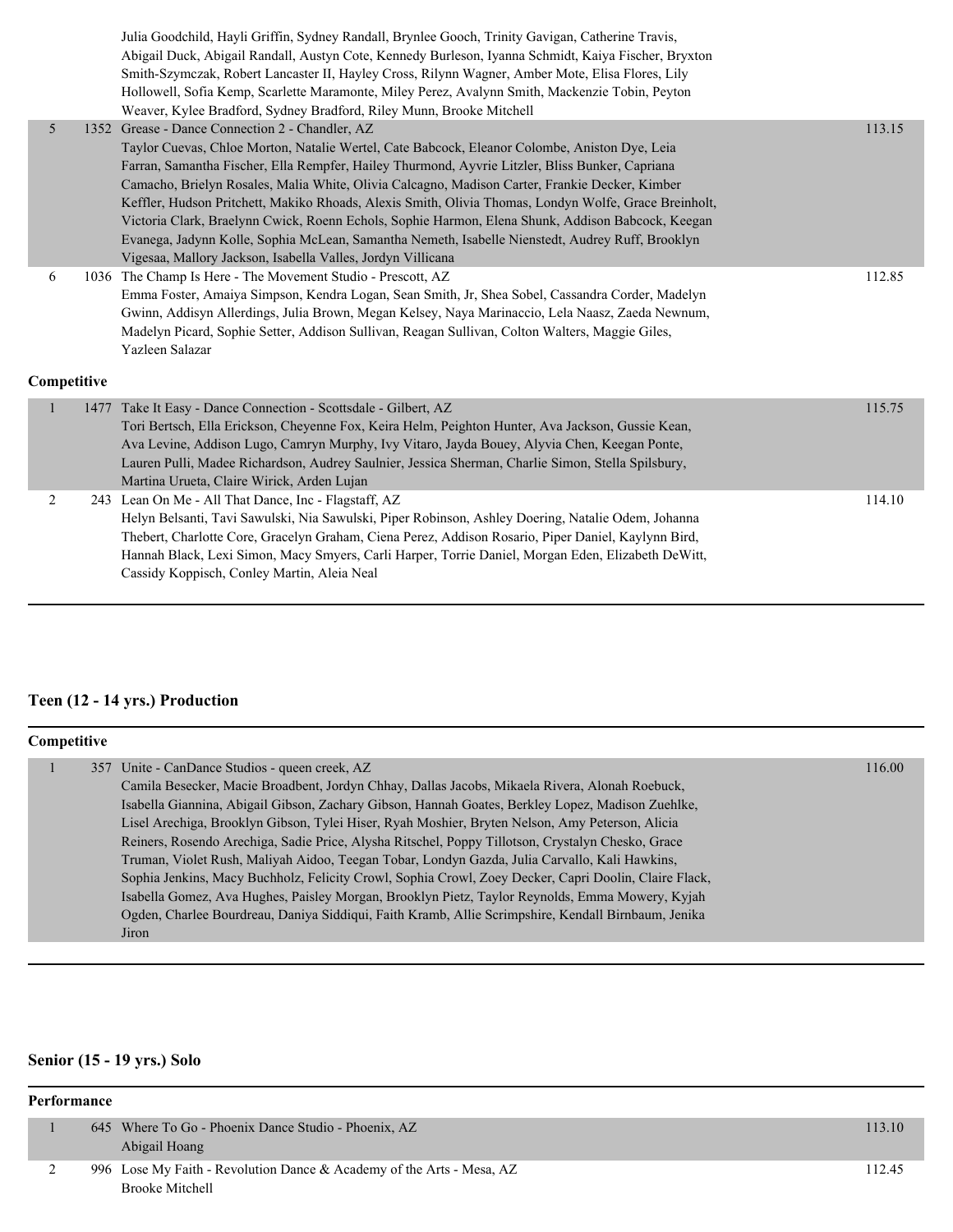| | | | |
|---|---|---|---|
| | | Julia Goodchild, Hayli Griffin, Sydney Randall, Brynlee Gooch, Trinity Gavigan, Catherine Travis, Abigail Duck, Abigail Randall, Austyn Cote, Kennedy Burleson, Iyanna Schmidt, Kaiya Fischer, Bryxton Smith-Szymczak, Robert Lancaster II, Hayley Cross, Rilynn Wagner, Amber Mote, Elisa Flores, Lily Hollowell, Sofia Kemp, Scarlette Maramonte, Miley Perez, Avalynn Smith, Mackenzie Tobin, Peyton Weaver, Kylee Bradford, Sydney Bradford, Riley Munn, Brooke Mitchell | |
| 5 | 1352 | Grease - Dance Connection 2 - Chandler, AZ<br>Taylor Cuevas, Chloe Morton, Natalie Wertel, Cate Babcock, Eleanor Colombe, Aniston Dye, Leia Farran, Samantha Fischer, Ella Rempfer, Hailey Thurmond, Ayvrie Litzler, Bliss Bunker, Capriana Camacho, Brielyn Rosales, Malia White, Olivia Calcagno, Madison Carter, Frankie Decker, Kimber Keffler, Hudson Pritchett, Makiko Rhoads, Alexis Smith, Olivia Thomas, Londyn Wolfe, Grace Breinholt, Victoria Clark, Braelynn Cwick, Roenn Echols, Sophie Harmon, Elena Shunk, Addison Babcock, Keegan Evanega, Jadynn Kolle, Sophia McLean, Samantha Nemeth, Isabelle Nienstedt, Audrey Ruff, Brooklyn Vigesaa, Mallory Jackson, Isabella Valles, Jordyn Villicana | 113.15 |
| 6 | 1036 | The Champ Is Here - The Movement Studio - Prescott, AZ<br>Emma Foster, Amaiya Simpson, Kendra Logan, Sean Smith, Jr, Shea Sobel, Cassandra Corder, Madelyn Gwinn, Addisyn Allerdings, Julia Brown, Megan Kelsey, Naya Marinaccio, Lela Naasz, Zaeda Newnum, Madelyn Picard, Sophie Setter, Addison Sullivan, Reagan Sullivan, Colton Walters, Maggie Giles, Yazleen Salazar | 112.85 |

**Competitive**

| | | | |
|---|---|---|---|
| 1 | 1477 | Take It Easy - Dance Connection - Scottsdale - Gilbert, AZ<br>Tori Bertsch, Ella Erickson, Cheyenne Fox, Keira Helm, Peighton Hunter, Ava Jackson, Gussie Kean, Ava Levine, Addison Lugo, Camryn Murphy, Ivy Vitaro, Jayda Bouey, Alyvia Chen, Keegan Ponte, Lauren Pulli, Madee Richardson, Audrey Saulnier, Jessica Sherman, Charlie Simon, Stella Spilsbury, Martina Urueta, Claire Wirick, Arden Lujan | 115.75 |
| 2 | 243 | Lean On Me - All That Dance, Inc - Flagstaff, AZ<br>Helyn Belsanti, Tavi Sawulski, Nia Sawulski, Piper Robinson, Ashley Doering, Natalie Odem, Johanna Thebert, Charlotte Core, Gracelyn Graham, Ciena Perez, Addison Rosario, Piper Daniel, Kaylynn Bird, Hannah Black, Lexi Simon, Macy Smyers, Carli Harper, Torrie Daniel, Morgan Eden, Elizabeth DeWitt, Cassidy Koppisch, Conley Martin, Aleia Neal | 114.10 |

## Teen (12 - 14 yrs.) Production

**Competitive**

| | | | |
|---|---|---|---|
| 1 | 357 | Unite - CanDance Studios - queen creek, AZ<br>Camila Besecker, Macie Broadbent, Jordyn Chhay, Dallas Jacobs, Mikaela Rivera, Alonah Roebuck, Isabella Giannina, Abigail Gibson, Zachary Gibson, Hannah Goates, Berkley Lopez, Madison Zuehlke, Lisel Arechiga, Brooklyn Gibson, Tylei Hiser, Ryah Moshier, Bryten Nelson, Amy Peterson, Alicia Reiners, Rosendo Arechiga, Sadie Price, Alysha Ritschel, Poppy Tillotson, Crystalyn Chesko, Grace Truman, Violet Rush, Maliyah Aidoo, Teegan Tobar, Londyn Gazda, Julia Carvallo, Kali Hawkins, Sophia Jenkins, Macy Buchholz, Felicity Crowl, Sophia Crowl, Zoey Decker, Capri Doolin, Claire Flack, Isabella Gomez, Ava Hughes, Paisley Morgan, Brooklyn Pietz, Taylor Reynolds, Emma Mowery, Kyjah Ogden, Charlee Bourdreau, Daniya Siddiqui, Faith Kramb, Allie Scrimpshire, Kendall Birnbaum, Jenika Jiron | 116.00 |

## Senior (15 - 19 yrs.) Solo

**Performance**

| | | | |
|---|---|---|---|
| 1 | 645 | Where To Go - Phoenix Dance Studio - Phoenix, AZ<br>Abigail Hoang | 113.10 |
| 2 | 996 | Lose My Faith - Revolution Dance & Academy of the Arts - Mesa, AZ<br>Brooke Mitchell | 112.45 |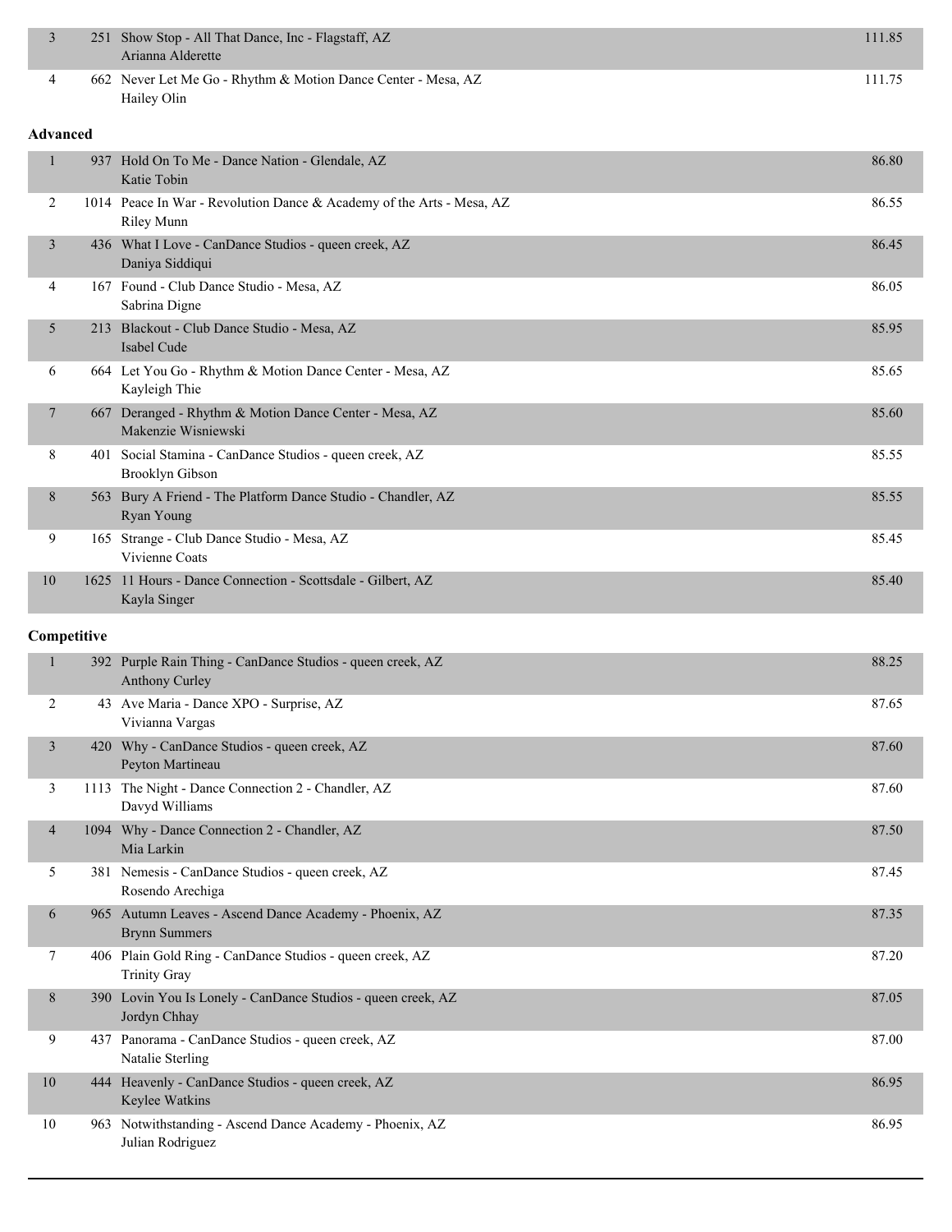| Place | No. | Routine - Studio / Dancer | Score |
|---|---|---|---|
| 3 | 251 | Show Stop - All That Dance, Inc - Flagstaff, AZ<br>Arianna Alderette | 111.85 |
| 4 | 662 | Never Let Me Go - Rhythm & Motion Dance Center - Mesa, AZ<br>Hailey Olin | 111.75 |

**Advanced**

| Place | No. | Routine - Studio / Dancer | Score |
|---|---|---|---|
| 1 | 937 | Hold On To Me - Dance Nation - Glendale, AZ<br>Katie Tobin | 86.80 |
| 2 | 1014 | Peace In War - Revolution Dance & Academy of the Arts - Mesa, AZ<br>Riley Munn | 86.55 |
| 3 | 436 | What I Love - CanDance Studios - queen creek, AZ<br>Daniya Siddiqui | 86.45 |
| 4 | 167 | Found - Club Dance Studio - Mesa, AZ<br>Sabrina Digne | 86.05 |
| 5 | 213 | Blackout - Club Dance Studio - Mesa, AZ<br>Isabel Cude | 85.95 |
| 6 | 664 | Let You Go - Rhythm & Motion Dance Center - Mesa, AZ<br>Kayleigh Thie | 85.65 |
| 7 | 667 | Deranged - Rhythm & Motion Dance Center - Mesa, AZ<br>Makenzie Wisniewski | 85.60 |
| 8 | 401 | Social Stamina - CanDance Studios - queen creek, AZ<br>Brooklyn Gibson | 85.55 |
| 8 | 563 | Bury A Friend - The Platform Dance Studio - Chandler, AZ<br>Ryan Young | 85.55 |
| 9 | 165 | Strange - Club Dance Studio - Mesa, AZ<br>Vivienne Coats | 85.45 |
| 10 | 1625 | 11 Hours - Dance Connection - Scottsdale - Gilbert, AZ<br>Kayla Singer | 85.40 |

**Competitive**

| Place | No. | Routine - Studio / Dancer | Score |
|---|---|---|---|
| 1 | 392 | Purple Rain Thing - CanDance Studios - queen creek, AZ<br>Anthony Curley | 88.25 |
| 2 | 43 | Ave Maria - Dance XPO - Surprise, AZ<br>Vivianna Vargas | 87.65 |
| 3 | 420 | Why - CanDance Studios - queen creek, AZ<br>Peyton Martineau | 87.60 |
| 3 | 1113 | The Night - Dance Connection 2 - Chandler, AZ<br>Davyd Williams | 87.60 |
| 4 | 1094 | Why - Dance Connection 2 - Chandler, AZ<br>Mia Larkin | 87.50 |
| 5 | 381 | Nemesis - CanDance Studios - queen creek, AZ<br>Rosendo Arechiga | 87.45 |
| 6 | 965 | Autumn Leaves - Ascend Dance Academy - Phoenix, AZ<br>Brynn Summers | 87.35 |
| 7 | 406 | Plain Gold Ring - CanDance Studios - queen creek, AZ<br>Trinity Gray | 87.20 |
| 8 | 390 | Lovin You Is Lonely - CanDance Studios - queen creek, AZ<br>Jordyn Chhay | 87.05 |
| 9 | 437 | Panorama - CanDance Studios - queen creek, AZ<br>Natalie Sterling | 87.00 |
| 10 | 444 | Heavenly - CanDance Studios - queen creek, AZ<br>Keylee Watkins | 86.95 |
| 10 | 963 | Notwithstanding - Ascend Dance Academy - Phoenix, AZ<br>Julian Rodriguez | 86.95 |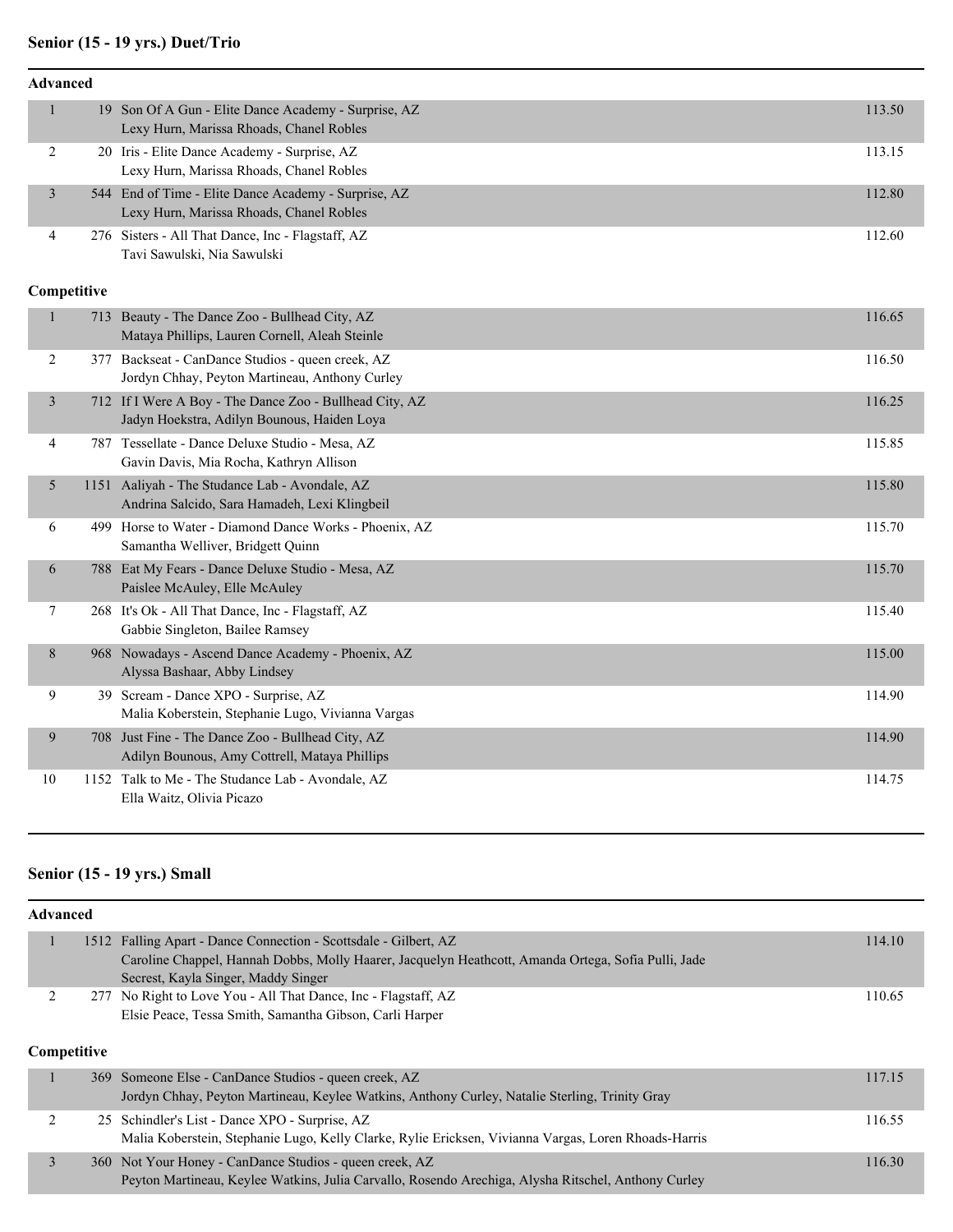## Senior (15 - 19 yrs.) Duet/Trio

### Advanced

| Place | No. | Routine / Dancers | Score |
|---|---|---|---|
| 1 | 19 | Son Of A Gun - Elite Dance Academy - Surprise, AZ<br>Lexy Hurn, Marissa Rhoads, Chanel Robles | 113.50 |
| 2 | 20 | Iris - Elite Dance Academy - Surprise, AZ<br>Lexy Hurn, Marissa Rhoads, Chanel Robles | 113.15 |
| 3 | 544 | End of Time - Elite Dance Academy - Surprise, AZ<br>Lexy Hurn, Marissa Rhoads, Chanel Robles | 112.80 |
| 4 | 276 | Sisters - All That Dance, Inc - Flagstaff, AZ<br>Tavi Sawulski, Nia Sawulski | 112.60 |

### Competitive

| Place | No. | Routine / Dancers | Score |
|---|---|---|---|
| 1 | 713 | Beauty - The Dance Zoo - Bullhead City, AZ<br>Mataya Phillips, Lauren Cornell, Aleah Steinle | 116.65 |
| 2 | 377 | Backseat - CanDance Studios - queen creek, AZ<br>Jordyn Chhay, Peyton Martineau, Anthony Curley | 116.50 |
| 3 | 712 | If I Were A Boy - The Dance Zoo - Bullhead City, AZ<br>Jadyn Hoekstra, Adilyn Bounous, Haiden Loya | 116.25 |
| 4 | 787 | Tessellate - Dance Deluxe Studio - Mesa, AZ<br>Gavin Davis, Mia Rocha, Kathryn Allison | 115.85 |
| 5 | 1151 | Aaliyah - The Studance Lab - Avondale, AZ<br>Andrina Salcido, Sara Hamadeh, Lexi Klingbeil | 115.80 |
| 6 | 499 | Horse to Water - Diamond Dance Works - Phoenix, AZ<br>Samantha Welliver, Bridgett Quinn | 115.70 |
| 6 | 788 | Eat My Fears - Dance Deluxe Studio - Mesa, AZ<br>Paislee McAuley, Elle McAuley | 115.70 |
| 7 | 268 | It's Ok - All That Dance, Inc - Flagstaff, AZ<br>Gabbie Singleton, Bailee Ramsey | 115.40 |
| 8 | 968 | Nowadays - Ascend Dance Academy - Phoenix, AZ<br>Alyssa Bashaar, Abby Lindsey | 115.00 |
| 9 | 39 | Scream - Dance XPO - Surprise, AZ<br>Malia Koberstein, Stephanie Lugo, Vivianna Vargas | 114.90 |
| 9 | 708 | Just Fine - The Dance Zoo - Bullhead City, AZ<br>Adilyn Bounous, Amy Cottrell, Mataya Phillips | 114.90 |
| 10 | 1152 | Talk to Me - The Studance Lab - Avondale, AZ<br>Ella Waitz, Olivia Picazo | 114.75 |

## Senior (15 - 19 yrs.) Small

### Advanced

| Place | No. | Routine / Dancers | Score |
|---|---|---|---|
| 1 | 1512 | Falling Apart - Dance Connection - Scottsdale - Gilbert, AZ<br>Caroline Chappel, Hannah Dobbs, Molly Haarer, Jacquelyn Heathcott, Amanda Ortega, Sofia Pulli, Jade Secrest, Kayla Singer, Maddy Singer | 114.10 |
| 2 | 277 | No Right to Love You - All That Dance, Inc - Flagstaff, AZ<br>Elsie Peace, Tessa Smith, Samantha Gibson, Carli Harper | 110.65 |

### Competitive

| Place | No. | Routine / Dancers | Score |
|---|---|---|---|
| 1 | 369 | Someone Else - CanDance Studios - queen creek, AZ<br>Jordyn Chhay, Peyton Martineau, Keylee Watkins, Anthony Curley, Natalie Sterling, Trinity Gray | 117.15 |
| 2 | 25 | Schindler's List - Dance XPO - Surprise, AZ<br>Malia Koberstein, Stephanie Lugo, Kelly Clarke, Rylie Ericksen, Vivianna Vargas, Loren Rhoads-Harris | 116.55 |
| 3 | 360 | Not Your Honey - CanDance Studios - queen creek, AZ<br>Peyton Martineau, Keylee Watkins, Julia Carvallo, Rosendo Arechiga, Alysha Ritschel, Anthony Curley | 116.30 |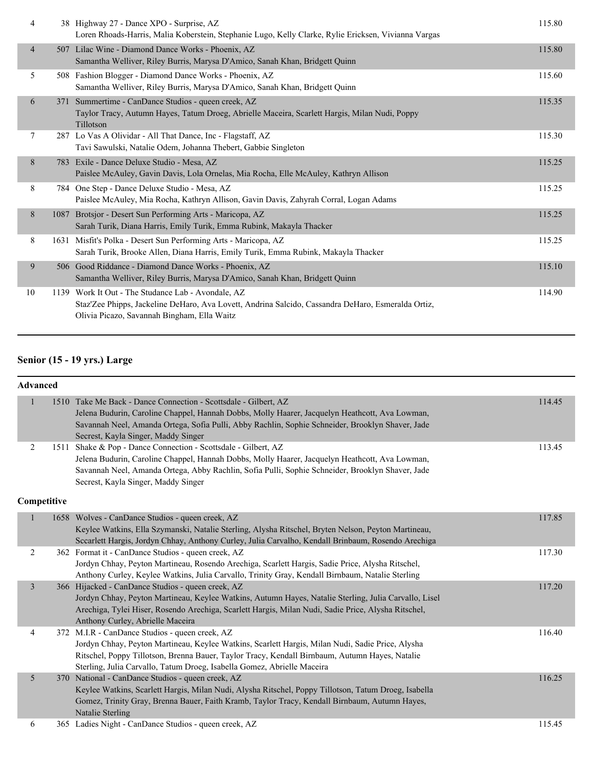| | | | |
|---|---|---|---|
| 4 | 38 | Highway 27 - Dance XPO - Surprise, AZ<br>Loren Rhoads-Harris, Malia Koberstein, Stephanie Lugo, Kelly Clarke, Rylie Ericksen, Vivianna Vargas | 115.80 |
| 4 | 507 | Lilac Wine - Diamond Dance Works - Phoenix, AZ<br>Samantha Welliver, Riley Burris, Marysa D'Amico, Sanah Khan, Bridgett Quinn | 115.80 |
| 5 | 508 | Fashion Blogger - Diamond Dance Works - Phoenix, AZ<br>Samantha Welliver, Riley Burris, Marysa D'Amico, Sanah Khan, Bridgett Quinn | 115.60 |
| 6 | 371 | Summertime - CanDance Studios - queen creek, AZ<br>Taylor Tracy, Autumn Hayes, Tatum Droeg, Abrielle Maceira, Scarlett Hargis, Milan Nudi, Poppy Tillotson | 115.35 |
| 7 | 287 | Lo Vas A Olividar - All That Dance, Inc - Flagstaff, AZ<br>Tavi Sawulski, Natalie Odem, Johanna Thebert, Gabbie Singleton | 115.30 |
| 8 | 783 | Exile - Dance Deluxe Studio - Mesa, AZ<br>Paislee McAuley, Gavin Davis, Lola Ornelas, Mia Rocha, Elle McAuley, Kathryn Allison | 115.25 |
| 8 | 784 | One Step - Dance Deluxe Studio - Mesa, AZ<br>Paislee McAuley, Mia Rocha, Kathryn Allison, Gavin Davis, Zahyrah Corral, Logan Adams | 115.25 |
| 8 | 1087 | Brotsjor - Desert Sun Performing Arts - Maricopa, AZ<br>Sarah Turik, Diana Harris, Emily Turik, Emma Rubink, Makayla Thacker | 115.25 |
| 8 | 1631 | Misfit's Polka - Desert Sun Performing Arts - Maricopa, AZ<br>Sarah Turik, Brooke Allen, Diana Harris, Emily Turik, Emma Rubink, Makayla Thacker | 115.25 |
| 9 | 506 | Good Riddance - Diamond Dance Works - Phoenix, AZ<br>Samantha Welliver, Riley Burris, Marysa D'Amico, Sanah Khan, Bridgett Quinn | 115.10 |
| 10 | 1139 | Work It Out - The Studance Lab - Avondale, AZ<br>Staz'Zee Phipps, Jackeline DeHaro, Ava Lovett, Andrina Salcido, Cassandra DeHaro, Esmeralda Ortiz, Olivia Picazo, Savannah Bingham, Ella Waitz | 114.90 |

## Senior (15 - 19 yrs.) Large

### Advanced

| | | | |
|---|---|---|---|
| 1 | 1510 | Take Me Back - Dance Connection - Scottsdale - Gilbert, AZ<br>Jelena Budurin, Caroline Chappel, Hannah Dobbs, Molly Haarer, Jacquelyn Heathcott, Ava Lowman, Savannah Neel, Amanda Ortega, Sofia Pulli, Abby Rachlin, Sophie Schneider, Brooklyn Shaver, Jade Secrest, Kayla Singer, Maddy Singer | 114.45 |
| 2 | 1511 | Shake & Pop - Dance Connection - Scottsdale - Gilbert, AZ<br>Jelena Budurin, Caroline Chappel, Hannah Dobbs, Molly Haarer, Jacquelyn Heathcott, Ava Lowman, Savannah Neel, Amanda Ortega, Abby Rachlin, Sofia Pulli, Sophie Schneider, Brooklyn Shaver, Jade Secrest, Kayla Singer, Maddy Singer | 113.45 |

### Competitive

| | | | |
|---|---|---|---|
| 1 | 1658 | Wolves - CanDance Studios - queen creek, AZ<br>Keylee Watkins, Ella Szymanski, Natalie Sterling, Alysha Ritschel, Bryten Nelson, Peyton Martineau, Sccarlett Hargis, Jordyn Chhay, Anthony Curley, Julia Carvalho, Kendall Brinbaum, Rosendo Arechiga | 117.85 |
| 2 | 362 | Format it - CanDance Studios - queen creek, AZ<br>Jordyn Chhay, Peyton Martineau, Rosendo Arechiga, Scarlett Hargis, Sadie Price, Alysha Ritschel, Anthony Curley, Keylee Watkins, Julia Carvallo, Trinity Gray, Kendall Birnbaum, Natalie Sterling | 117.30 |
| 3 | 366 | Hijacked - CanDance Studios - queen creek, AZ<br>Jordyn Chhay, Peyton Martineau, Keylee Watkins, Autumn Hayes, Natalie Sterling, Julia Carvallo, Lisel Arechiga, Tylei Hiser, Rosendo Arechiga, Scarlett Hargis, Milan Nudi, Sadie Price, Alysha Ritschel, Anthony Curley, Abrielle Maceira | 117.20 |
| 4 | 372 | M.I.R - CanDance Studios - queen creek, AZ<br>Jordyn Chhay, Peyton Martineau, Keylee Watkins, Scarlett Hargis, Milan Nudi, Sadie Price, Alysha Ritschel, Poppy Tillotson, Brenna Bauer, Taylor Tracy, Kendall Birnbaum, Autumn Hayes, Natalie Sterling, Julia Carvallo, Tatum Droeg, Isabella Gomez, Abrielle Maceira | 116.40 |
| 5 | 370 | National - CanDance Studios - queen creek, AZ<br>Keylee Watkins, Scarlett Hargis, Milan Nudi, Alysha Ritschel, Poppy Tillotson, Tatum Droeg, Isabella Gomez, Trinity Gray, Brenna Bauer, Faith Kramb, Taylor Tracy, Kendall Birnbaum, Autumn Hayes, Natalie Sterling | 116.25 |
| 6 | 365 | Ladies Night - CanDance Studios - queen creek, AZ | 115.45 |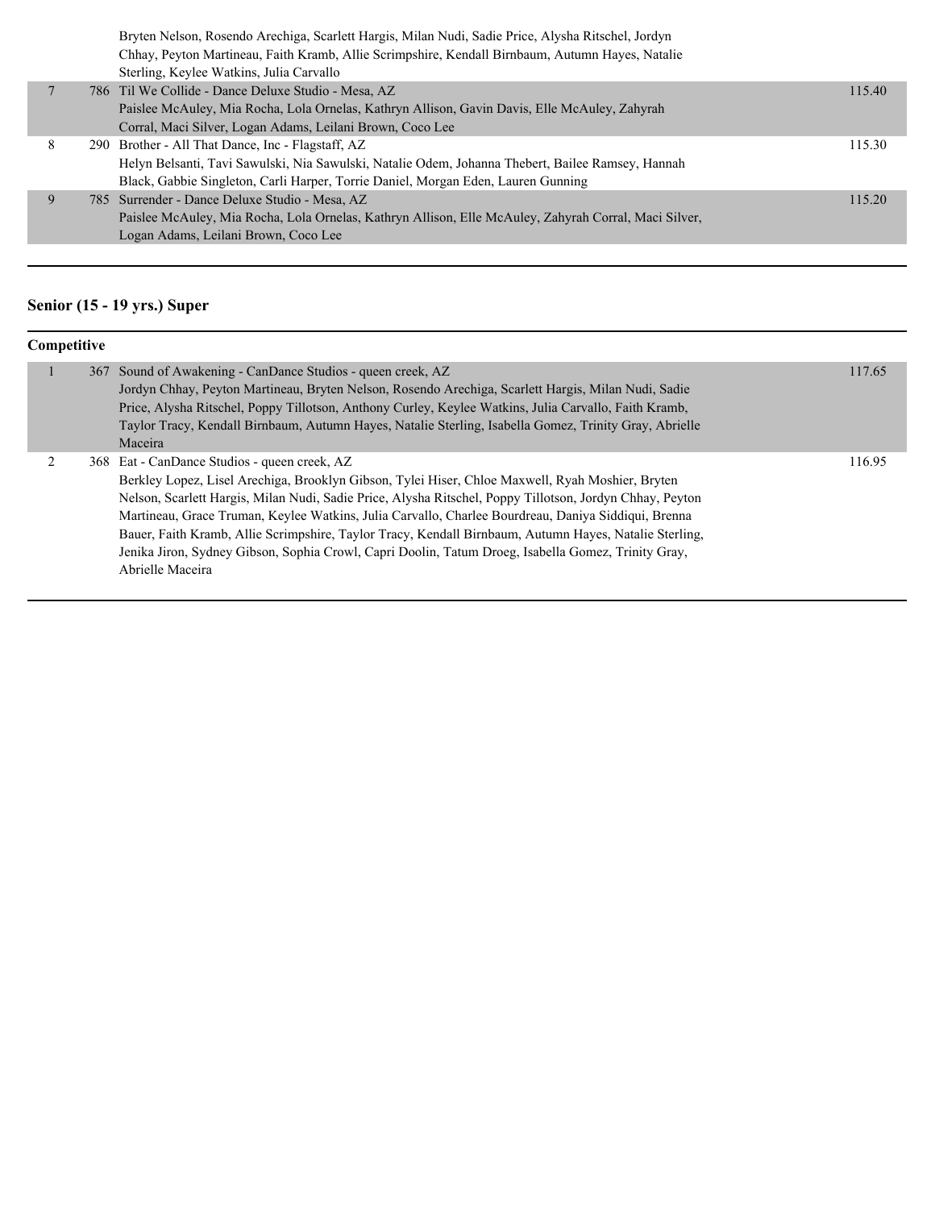| | | | |
|---|---|---|---|
| | | Bryten Nelson, Rosendo Arechiga, Scarlett Hargis, Milan Nudi, Sadie Price, Alysha Ritschel, Jordyn Chhay, Peyton Martineau, Faith Kramb, Allie Scrimpshire, Kendall Birnbaum, Autumn Hayes, Natalie Sterling, Keylee Watkins, Julia Carvallo | |
| 7 | 786 | Til We Collide - Dance Deluxe Studio - Mesa, AZ<br>Paislee McAuley, Mia Rocha, Lola Ornelas, Kathryn Allison, Gavin Davis, Elle McAuley, Zahyrah Corral, Maci Silver, Logan Adams, Leilani Brown, Coco Lee | 115.40 |
| 8 | 290 | Brother - All That Dance, Inc - Flagstaff, AZ<br>Helyn Belsanti, Tavi Sawulski, Nia Sawulski, Natalie Odem, Johanna Thebert, Bailee Ramsey, Hannah Black, Gabbie Singleton, Carli Harper, Torrie Daniel, Morgan Eden, Lauren Gunning | 115.30 |
| 9 | 785 | Surrender - Dance Deluxe Studio - Mesa, AZ<br>Paislee McAuley, Mia Rocha, Lola Ornelas, Kathryn Allison, Elle McAuley, Zahyrah Corral, Maci Silver, Logan Adams, Leilani Brown, Coco Lee | 115.20 |

## Senior (15 - 19 yrs.) Super

### Competitive

| | | | |
|---|---|---|---|
| 1 | 367 | Sound of Awakening - CanDance Studios - queen creek, AZ<br>Jordyn Chhay, Peyton Martineau, Bryten Nelson, Rosendo Arechiga, Scarlett Hargis, Milan Nudi, Sadie Price, Alysha Ritschel, Poppy Tillotson, Anthony Curley, Keylee Watkins, Julia Carvallo, Faith Kramb, Taylor Tracy, Kendall Birnbaum, Autumn Hayes, Natalie Sterling, Isabella Gomez, Trinity Gray, Abrielle Maceira | 117.65 |
| 2 | 368 | Eat - CanDance Studios - queen creek, AZ<br>Berkley Lopez, Lisel Arechiga, Brooklyn Gibson, Tylei Hiser, Chloe Maxwell, Ryah Moshier, Bryten Nelson, Scarlett Hargis, Milan Nudi, Sadie Price, Alysha Ritschel, Poppy Tillotson, Jordyn Chhay, Peyton Martineau, Grace Truman, Keylee Watkins, Julia Carvallo, Charlee Bourdreau, Daniya Siddiqui, Brenna Bauer, Faith Kramb, Allie Scrimpshire, Taylor Tracy, Kendall Birnbaum, Autumn Hayes, Natalie Sterling, Jenika Jiron, Sydney Gibson, Sophia Crowl, Capri Doolin, Tatum Droeg, Isabella Gomez, Trinity Gray, Abrielle Maceira | 116.95 |